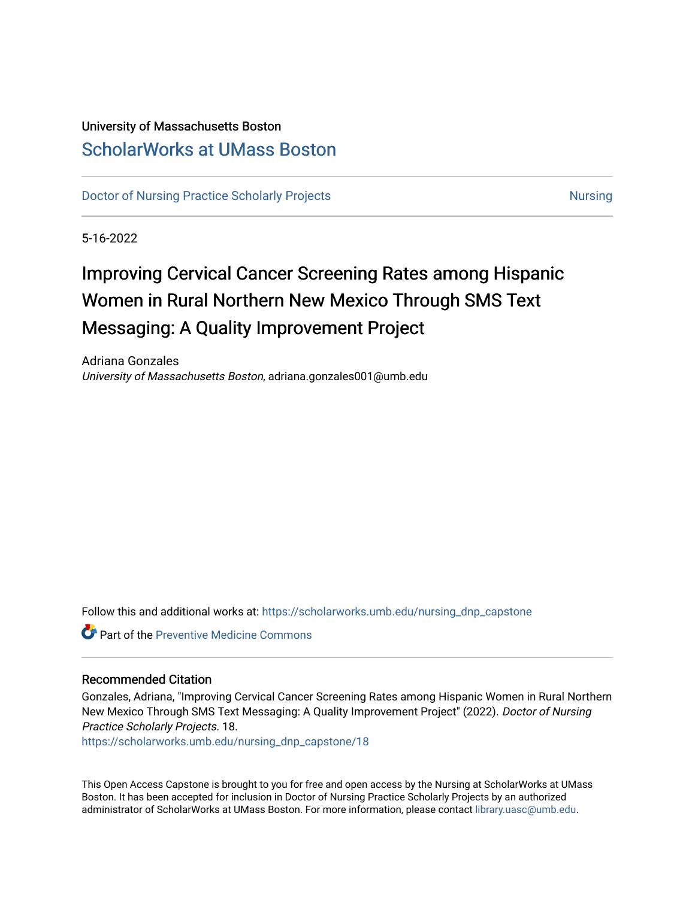University of Massachusetts Boston

## ScholarWorks at UMass Boston

Doctor of Nursing Practice Scholarly Projects | Nursing

5-16-2022

# Improving Cervical Cancer Screening Rates among Hispanic Women in Rural Northern New Mexico Through SMS Text Messaging: A Quality Improvement Project

Adriana Gonzales
*University of Massachusetts Boston*, adriana.gonzales001@umb.edu

Follow this and additional works at: https://scholarworks.umb.edu/nursing_dnp_capstone

Part of the Preventive Medicine Commons

### Recommended Citation

Gonzales, Adriana, "Improving Cervical Cancer Screening Rates among Hispanic Women in Rural Northern New Mexico Through SMS Text Messaging: A Quality Improvement Project" (2022). *Doctor of Nursing Practice Scholarly Projects*. 18.
https://scholarworks.umb.edu/nursing_dnp_capstone/18

This Open Access Capstone is brought to you for free and open access by the Nursing at ScholarWorks at UMass Boston. It has been accepted for inclusion in Doctor of Nursing Practice Scholarly Projects by an authorized administrator of ScholarWorks at UMass Boston. For more information, please contact library.uasc@umb.edu.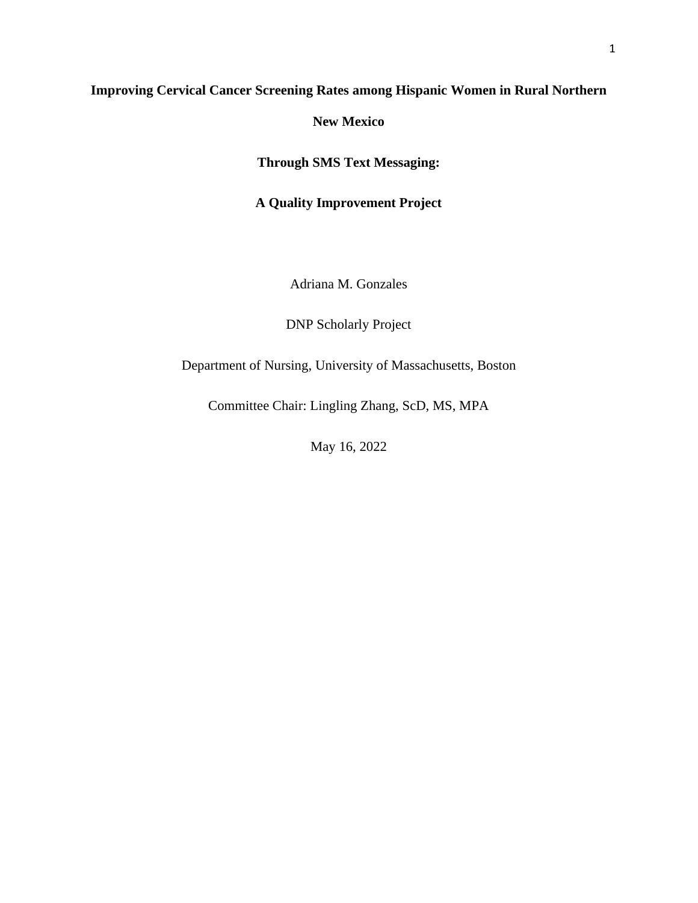# Improving Cervical Cancer Screening Rates among Hispanic Women in Rural Northern New Mexico

# Through SMS Text Messaging:

# A Quality Improvement Project

Adriana M. Gonzales

DNP Scholarly Project

Department of Nursing, University of Massachusetts, Boston

Committee Chair: Lingling Zhang, ScD, MS, MPA

May 16, 2022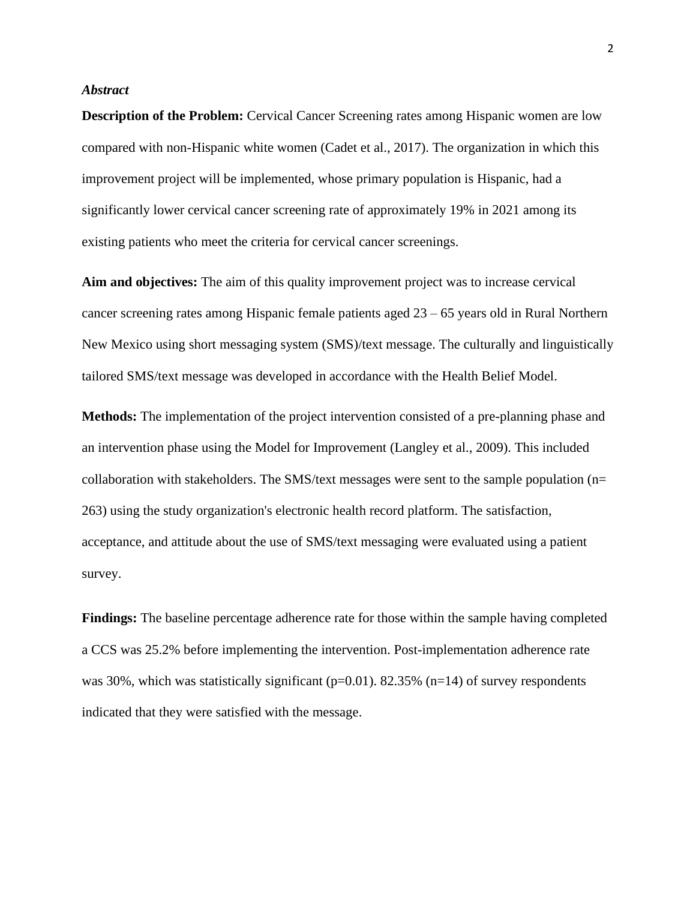***Abstract***

**Description of the Problem:** Cervical Cancer Screening rates among Hispanic women are low compared with non-Hispanic white women (Cadet et al., 2017). The organization in which this improvement project will be implemented, whose primary population is Hispanic, had a significantly lower cervical cancer screening rate of approximately 19% in 2021 among its existing patients who meet the criteria for cervical cancer screenings.

**Aim and objectives:** The aim of this quality improvement project was to increase cervical cancer screening rates among Hispanic female patients aged 23 – 65 years old in Rural Northern New Mexico using short messaging system (SMS)/text message. The culturally and linguistically tailored SMS/text message was developed in accordance with the Health Belief Model.

**Methods:** The implementation of the project intervention consisted of a pre-planning phase and an intervention phase using the Model for Improvement (Langley et al., 2009). This included collaboration with stakeholders. The SMS/text messages were sent to the sample population (n= 263) using the study organization's electronic health record platform. The satisfaction, acceptance, and attitude about the use of SMS/text messaging were evaluated using a patient survey.

**Findings:** The baseline percentage adherence rate for those within the sample having completed a CCS was 25.2% before implementing the intervention. Post-implementation adherence rate was 30%, which was statistically significant ($p=0.01$). 82.35% (n=14) of survey respondents indicated that they were satisfied with the message.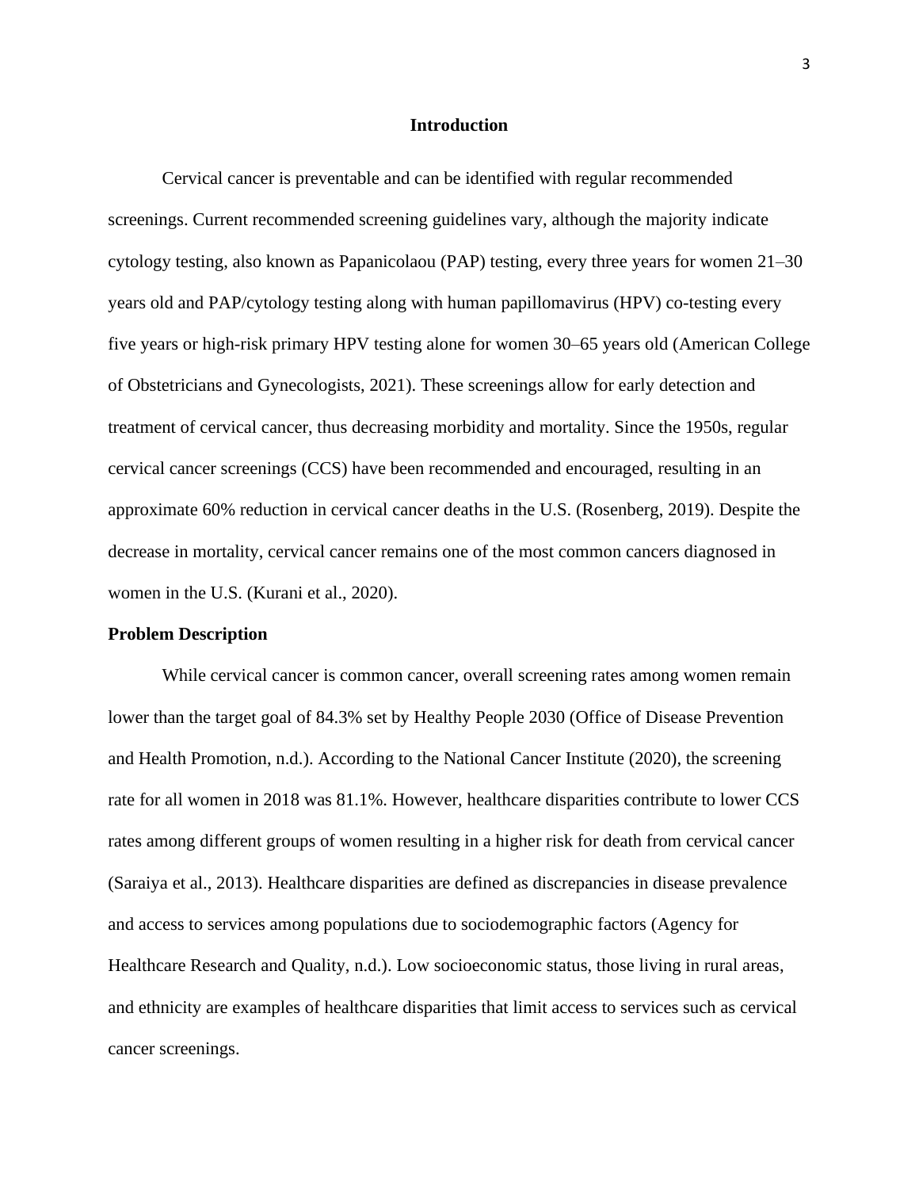## Introduction

Cervical cancer is preventable and can be identified with regular recommended screenings. Current recommended screening guidelines vary, although the majority indicate cytology testing, also known as Papanicolaou (PAP) testing, every three years for women 21–30 years old and PAP/cytology testing along with human papillomavirus (HPV) co-testing every five years or high-risk primary HPV testing alone for women 30–65 years old (American College of Obstetricians and Gynecologists, 2021). These screenings allow for early detection and treatment of cervical cancer, thus decreasing morbidity and mortality. Since the 1950s, regular cervical cancer screenings (CCS) have been recommended and encouraged, resulting in an approximate 60% reduction in cervical cancer deaths in the U.S. (Rosenberg, 2019). Despite the decrease in mortality, cervical cancer remains one of the most common cancers diagnosed in women in the U.S. (Kurani et al., 2020).

### Problem Description

While cervical cancer is common cancer, overall screening rates among women remain lower than the target goal of 84.3% set by Healthy People 2030 (Office of Disease Prevention and Health Promotion, n.d.). According to the National Cancer Institute (2020), the screening rate for all women in 2018 was 81.1%. However, healthcare disparities contribute to lower CCS rates among different groups of women resulting in a higher risk for death from cervical cancer (Saraiya et al., 2013). Healthcare disparities are defined as discrepancies in disease prevalence and access to services among populations due to sociodemographic factors (Agency for Healthcare Research and Quality, n.d.). Low socioeconomic status, those living in rural areas, and ethnicity are examples of healthcare disparities that limit access to services such as cervical cancer screenings.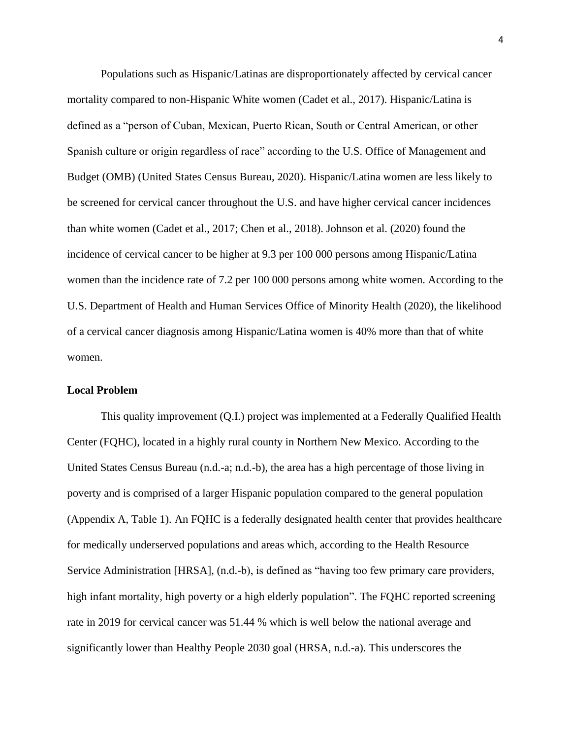Populations such as Hispanic/Latinas are disproportionately affected by cervical cancer mortality compared to non-Hispanic White women (Cadet et al., 2017). Hispanic/Latina is defined as a "person of Cuban, Mexican, Puerto Rican, South or Central American, or other Spanish culture or origin regardless of race" according to the U.S. Office of Management and Budget (OMB) (United States Census Bureau, 2020). Hispanic/Latina women are less likely to be screened for cervical cancer throughout the U.S. and have higher cervical cancer incidences than white women (Cadet et al., 2017; Chen et al., 2018). Johnson et al. (2020) found the incidence of cervical cancer to be higher at 9.3 per 100 000 persons among Hispanic/Latina women than the incidence rate of 7.2 per 100 000 persons among white women. According to the U.S. Department of Health and Human Services Office of Minority Health (2020), the likelihood of a cervical cancer diagnosis among Hispanic/Latina women is 40% more than that of white women.

**Local Problem**

This quality improvement (Q.I.) project was implemented at a Federally Qualified Health Center (FQHC), located in a highly rural county in Northern New Mexico. According to the United States Census Bureau (n.d.-a; n.d.-b), the area has a high percentage of those living in poverty and is comprised of a larger Hispanic population compared to the general population (Appendix A, Table 1). An FQHC is a federally designated health center that provides healthcare for medically underserved populations and areas which, according to the Health Resource Service Administration [HRSA], (n.d.-b), is defined as "having too few primary care providers, high infant mortality, high poverty or a high elderly population". The FQHC reported screening rate in 2019 for cervical cancer was 51.44 % which is well below the national average and significantly lower than Healthy People 2030 goal (HRSA, n.d.-a). This underscores the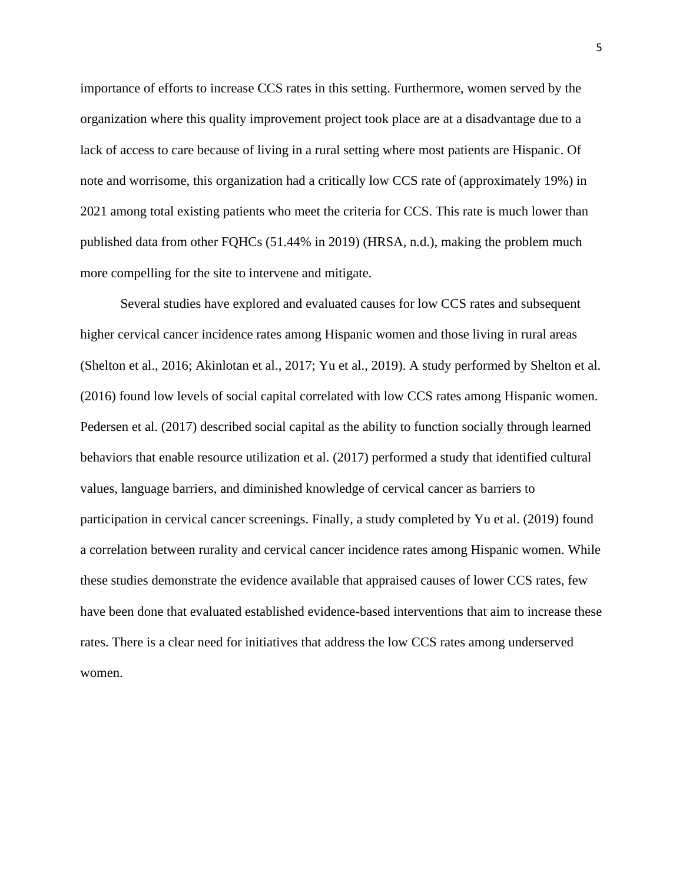importance of efforts to increase CCS rates in this setting. Furthermore, women served by the organization where this quality improvement project took place are at a disadvantage due to a lack of access to care because of living in a rural setting where most patients are Hispanic. Of note and worrisome, this organization had a critically low CCS rate of (approximately 19%) in 2021 among total existing patients who meet the criteria for CCS. This rate is much lower than published data from other FQHCs (51.44% in 2019) (HRSA, n.d.), making the problem much more compelling for the site to intervene and mitigate.

Several studies have explored and evaluated causes for low CCS rates and subsequent higher cervical cancer incidence rates among Hispanic women and those living in rural areas (Shelton et al., 2016; Akinlotan et al., 2017; Yu et al., 2019). A study performed by Shelton et al. (2016) found low levels of social capital correlated with low CCS rates among Hispanic women. Pedersen et al. (2017) described social capital as the ability to function socially through learned behaviors that enable resource utilization et al. (2017) performed a study that identified cultural values, language barriers, and diminished knowledge of cervical cancer as barriers to participation in cervical cancer screenings. Finally, a study completed by Yu et al. (2019) found a correlation between rurality and cervical cancer incidence rates among Hispanic women. While these studies demonstrate the evidence available that appraised causes of lower CCS rates, few have been done that evaluated established evidence-based interventions that aim to increase these rates. There is a clear need for initiatives that address the low CCS rates among underserved women.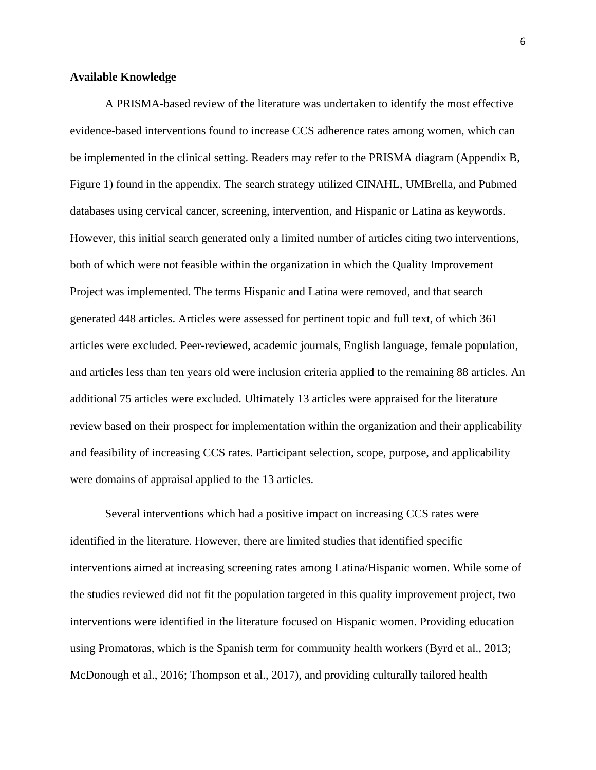**Available Knowledge**

A PRISMA-based review of the literature was undertaken to identify the most effective evidence-based interventions found to increase CCS adherence rates among women, which can be implemented in the clinical setting. Readers may refer to the PRISMA diagram (Appendix B, Figure 1) found in the appendix. The search strategy utilized CINAHL, UMBrella, and Pubmed databases using cervical cancer, screening, intervention, and Hispanic or Latina as keywords. However, this initial search generated only a limited number of articles citing two interventions, both of which were not feasible within the organization in which the Quality Improvement Project was implemented. The terms Hispanic and Latina were removed, and that search generated 448 articles. Articles were assessed for pertinent topic and full text, of which 361 articles were excluded. Peer-reviewed, academic journals, English language, female population, and articles less than ten years old were inclusion criteria applied to the remaining 88 articles. An additional 75 articles were excluded. Ultimately 13 articles were appraised for the literature review based on their prospect for implementation within the organization and their applicability and feasibility of increasing CCS rates. Participant selection, scope, purpose, and applicability were domains of appraisal applied to the 13 articles.

Several interventions which had a positive impact on increasing CCS rates were identified in the literature. However, there are limited studies that identified specific interventions aimed at increasing screening rates among Latina/Hispanic women. While some of the studies reviewed did not fit the population targeted in this quality improvement project, two interventions were identified in the literature focused on Hispanic women. Providing education using Promatoras, which is the Spanish term for community health workers (Byrd et al., 2013; McDonough et al., 2016; Thompson et al., 2017), and providing culturally tailored health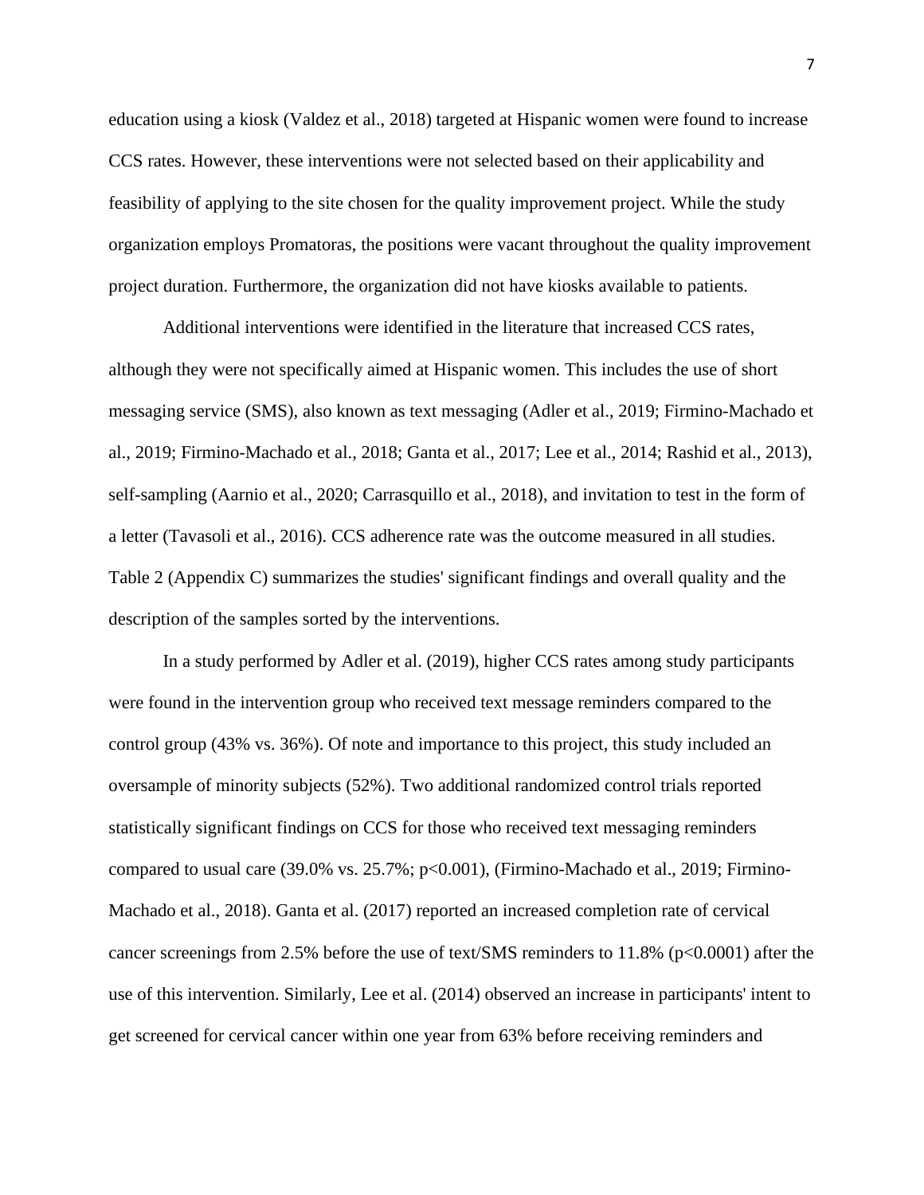education using a kiosk (Valdez et al., 2018) targeted at Hispanic women were found to increase CCS rates. However, these interventions were not selected based on their applicability and feasibility of applying to the site chosen for the quality improvement project. While the study organization employs Promatoras, the positions were vacant throughout the quality improvement project duration. Furthermore, the organization did not have kiosks available to patients.

Additional interventions were identified in the literature that increased CCS rates, although they were not specifically aimed at Hispanic women. This includes the use of short messaging service (SMS), also known as text messaging (Adler et al., 2019; Firmino-Machado et al., 2019; Firmino-Machado et al., 2018; Ganta et al., 2017; Lee et al., 2014; Rashid et al., 2013), self-sampling (Aarnio et al., 2020; Carrasquillo et al., 2018), and invitation to test in the form of a letter (Tavasoli et al., 2016). CCS adherence rate was the outcome measured in all studies. Table 2 (Appendix C) summarizes the studies' significant findings and overall quality and the description of the samples sorted by the interventions.

In a study performed by Adler et al. (2019), higher CCS rates among study participants were found in the intervention group who received text message reminders compared to the control group (43% vs. 36%). Of note and importance to this project, this study included an oversample of minority subjects (52%). Two additional randomized control trials reported statistically significant findings on CCS for those who received text messaging reminders compared to usual care (39.0% vs. 25.7%; $p<0.001$), (Firmino-Machado et al., 2019; Firmino-Machado et al., 2018). Ganta et al. (2017) reported an increased completion rate of cervical cancer screenings from 2.5% before the use of text/SMS reminders to 11.8% ($p<0.0001$) after the use of this intervention. Similarly, Lee et al. (2014) observed an increase in participants' intent to get screened for cervical cancer within one year from 63% before receiving reminders and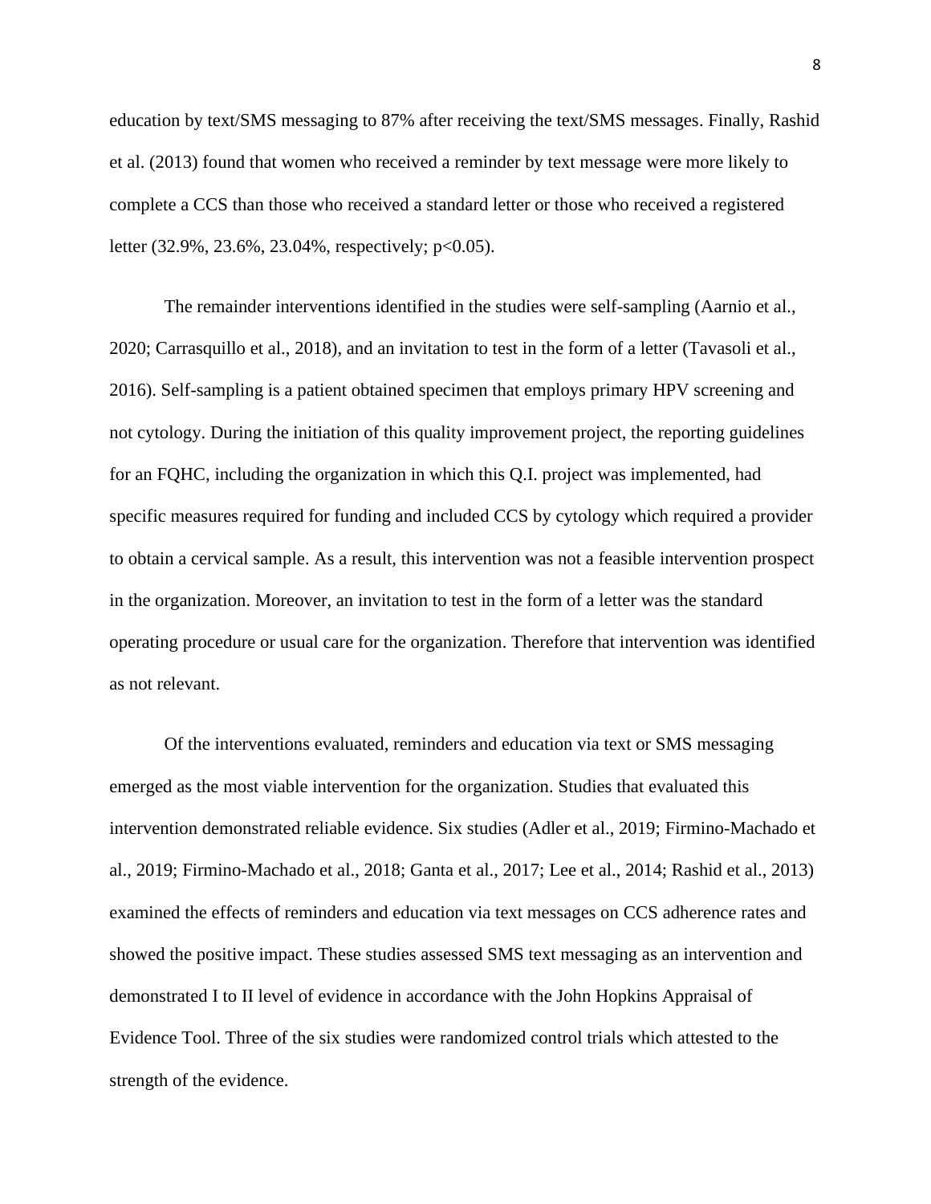education by text/SMS messaging to 87% after receiving the text/SMS messages. Finally, Rashid et al. (2013) found that women who received a reminder by text message were more likely to complete a CCS than those who received a standard letter or those who received a registered letter (32.9%, 23.6%, 23.04%, respectively; $p<0.05$).

The remainder interventions identified in the studies were self-sampling (Aarnio et al., 2020; Carrasquillo et al., 2018), and an invitation to test in the form of a letter (Tavasoli et al., 2016). Self-sampling is a patient obtained specimen that employs primary HPV screening and not cytology. During the initiation of this quality improvement project, the reporting guidelines for an FQHC, including the organization in which this Q.I. project was implemented, had specific measures required for funding and included CCS by cytology which required a provider to obtain a cervical sample. As a result, this intervention was not a feasible intervention prospect in the organization. Moreover, an invitation to test in the form of a letter was the standard operating procedure or usual care for the organization. Therefore that intervention was identified as not relevant.

Of the interventions evaluated, reminders and education via text or SMS messaging emerged as the most viable intervention for the organization. Studies that evaluated this intervention demonstrated reliable evidence. Six studies (Adler et al., 2019; Firmino-Machado et al., 2019; Firmino-Machado et al., 2018; Ganta et al., 2017; Lee et al., 2014; Rashid et al., 2013) examined the effects of reminders and education via text messages on CCS adherence rates and showed the positive impact. These studies assessed SMS text messaging as an intervention and demonstrated I to II level of evidence in accordance with the John Hopkins Appraisal of Evidence Tool. Three of the six studies were randomized control trials which attested to the strength of the evidence.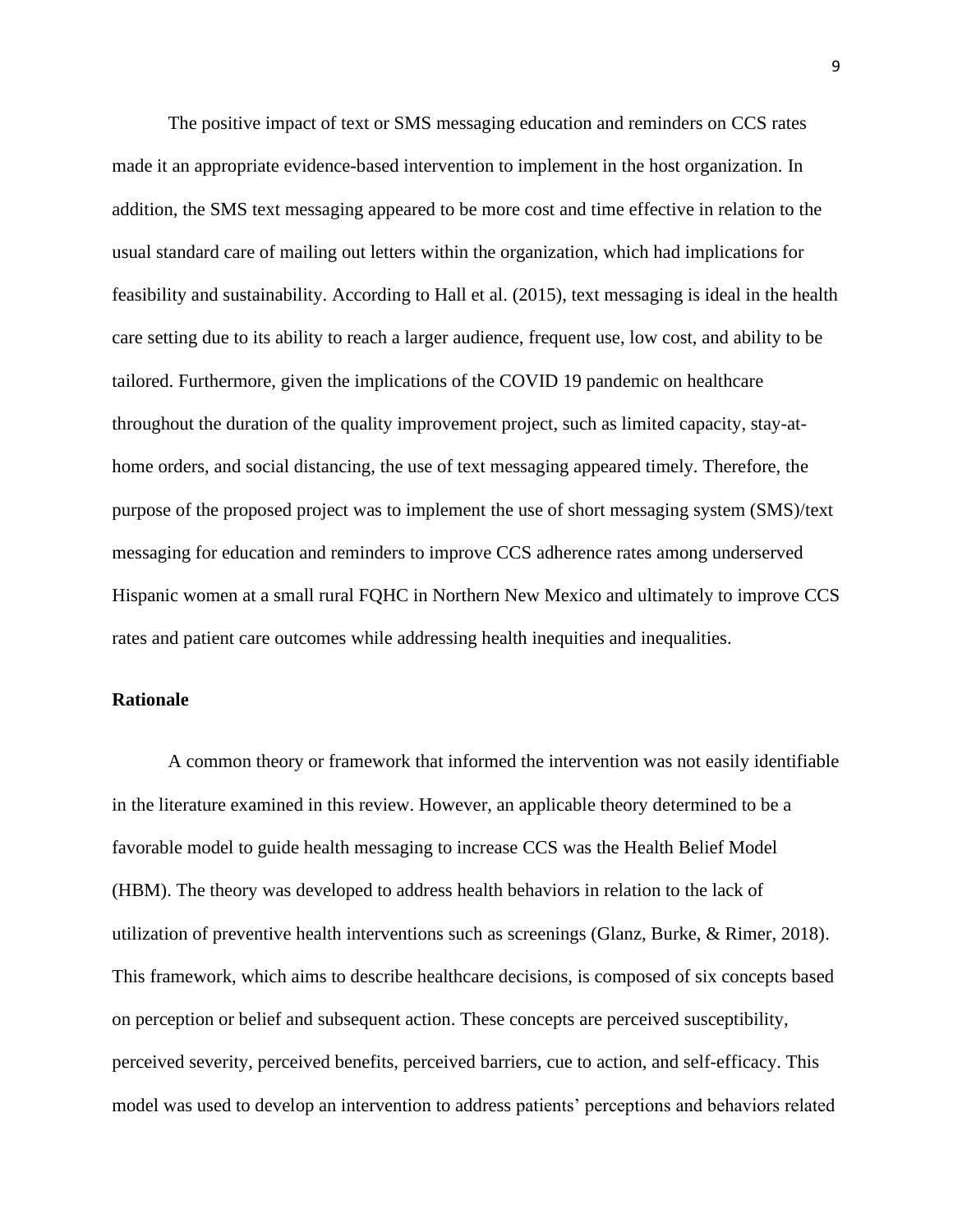The positive impact of text or SMS messaging education and reminders on CCS rates made it an appropriate evidence-based intervention to implement in the host organization. In addition, the SMS text messaging appeared to be more cost and time effective in relation to the usual standard care of mailing out letters within the organization, which had implications for feasibility and sustainability. According to Hall et al. (2015), text messaging is ideal in the health care setting due to its ability to reach a larger audience, frequent use, low cost, and ability to be tailored. Furthermore, given the implications of the COVID 19 pandemic on healthcare throughout the duration of the quality improvement project, such as limited capacity, stay-at-home orders, and social distancing, the use of text messaging appeared timely. Therefore, the purpose of the proposed project was to implement the use of short messaging system (SMS)/text messaging for education and reminders to improve CCS adherence rates among underserved Hispanic women at a small rural FQHC in Northern New Mexico and ultimately to improve CCS rates and patient care outcomes while addressing health inequities and inequalities.

**Rationale**

A common theory or framework that informed the intervention was not easily identifiable in the literature examined in this review. However, an applicable theory determined to be a favorable model to guide health messaging to increase CCS was the Health Belief Model (HBM). The theory was developed to address health behaviors in relation to the lack of utilization of preventive health interventions such as screenings (Glanz, Burke, & Rimer, 2018). This framework, which aims to describe healthcare decisions, is composed of six concepts based on perception or belief and subsequent action. These concepts are perceived susceptibility, perceived severity, perceived benefits, perceived barriers, cue to action, and self-efficacy. This model was used to develop an intervention to address patients' perceptions and behaviors related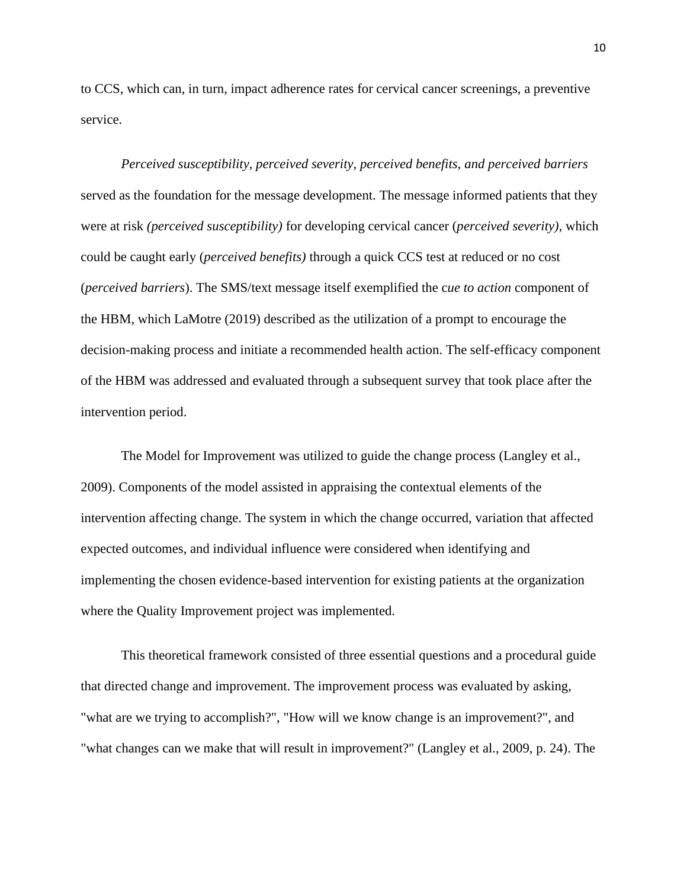to CCS, which can, in turn, impact adherence rates for cervical cancer screenings, a preventive service.

*Perceived susceptibility, perceived severity, perceived benefits, and perceived barriers* served as the foundation for the message development. The message informed patients that they were at risk *(perceived susceptibility)* for developing cervical cancer (*perceived severity)*, which could be caught early (*perceived benefits)* through a quick CCS test at reduced or no cost (*perceived barriers*). The SMS/text message itself exemplified the c*ue to action* component of the HBM, which LaMotre (2019) described as the utilization of a prompt to encourage the decision-making process and initiate a recommended health action. The self-efficacy component of the HBM was addressed and evaluated through a subsequent survey that took place after the intervention period.

The Model for Improvement was utilized to guide the change process (Langley et al., 2009). Components of the model assisted in appraising the contextual elements of the intervention affecting change. The system in which the change occurred, variation that affected expected outcomes, and individual influence were considered when identifying and implementing the chosen evidence-based intervention for existing patients at the organization where the Quality Improvement project was implemented.

This theoretical framework consisted of three essential questions and a procedural guide that directed change and improvement. The improvement process was evaluated by asking, "what are we trying to accomplish?", "How will we know change is an improvement?", and "what changes can we make that will result in improvement?" (Langley et al., 2009, p. 24). The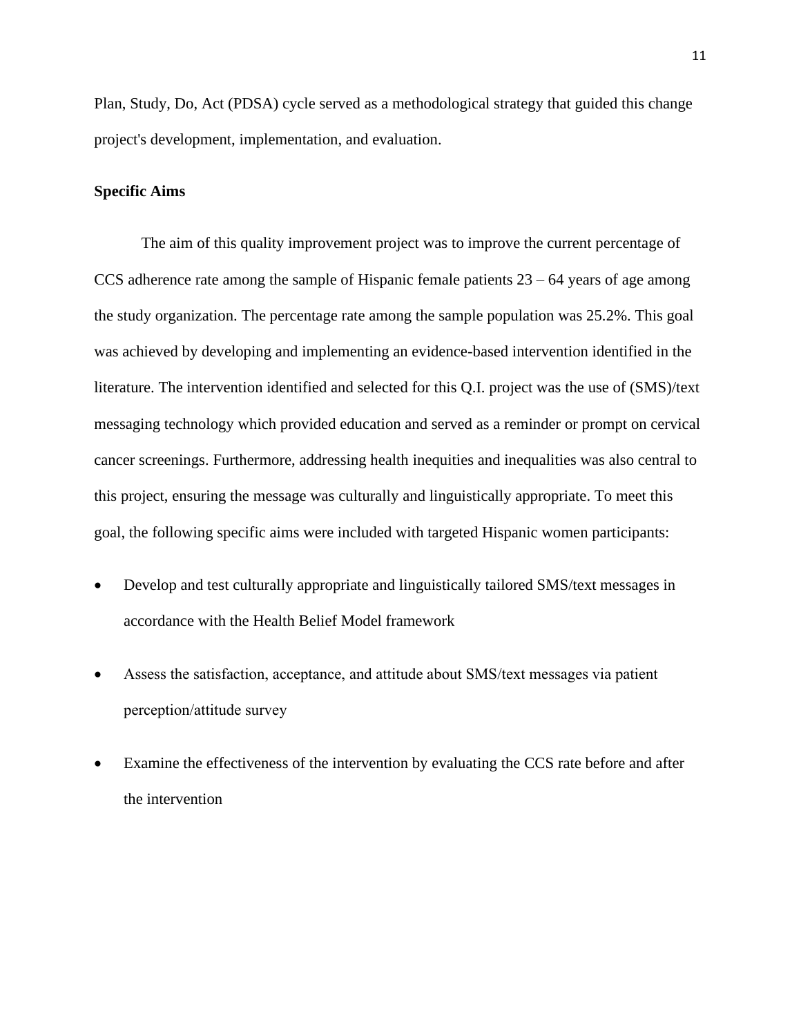Plan, Study, Do, Act (PDSA) cycle served as a methodological strategy that guided this change project's development, implementation, and evaluation.

**Specific Aims**

The aim of this quality improvement project was to improve the current percentage of CCS adherence rate among the sample of Hispanic female patients 23 – 64 years of age among the study organization. The percentage rate among the sample population was 25.2%. This goal was achieved by developing and implementing an evidence-based intervention identified in the literature. The intervention identified and selected for this Q.I. project was the use of (SMS)/text messaging technology which provided education and served as a reminder or prompt on cervical cancer screenings. Furthermore, addressing health inequities and inequalities was also central to this project, ensuring the message was culturally and linguistically appropriate. To meet this goal, the following specific aims were included with targeted Hispanic women participants:

- Develop and test culturally appropriate and linguistically tailored SMS/text messages in accordance with the Health Belief Model framework
- Assess the satisfaction, acceptance, and attitude about SMS/text messages via patient perception/attitude survey
- Examine the effectiveness of the intervention by evaluating the CCS rate before and after the intervention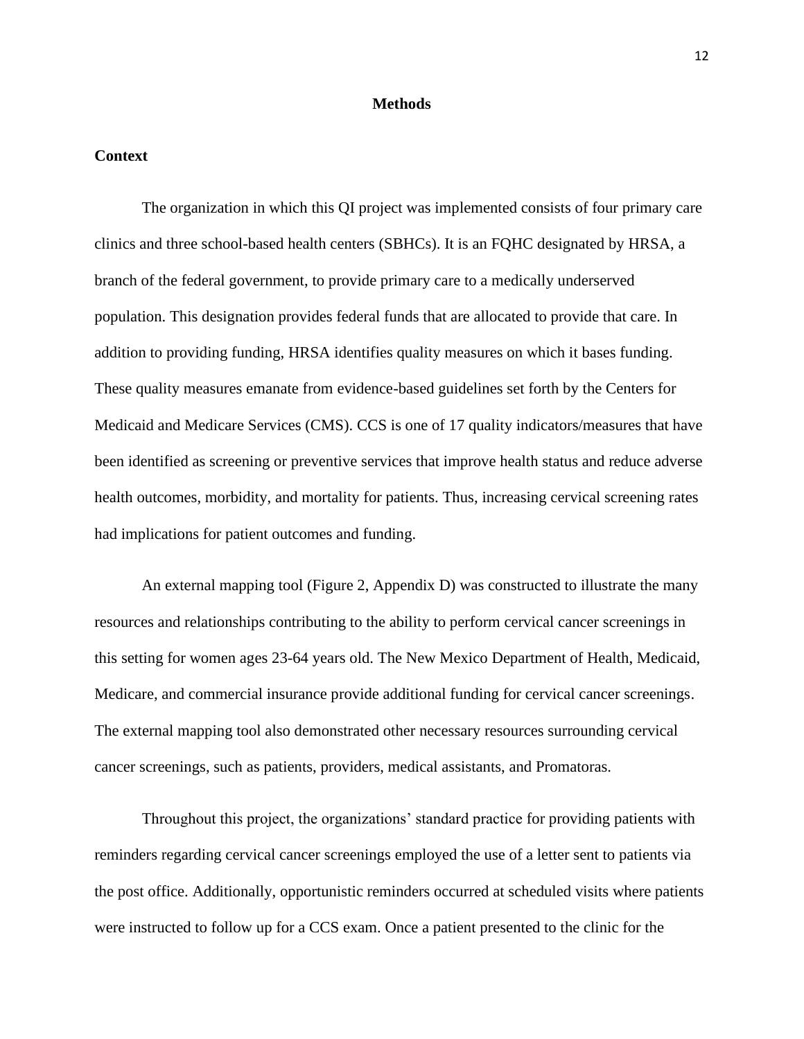# Methods

## Context

The organization in which this QI project was implemented consists of four primary care clinics and three school-based health centers (SBHCs). It is an FQHC designated by HRSA, a branch of the federal government, to provide primary care to a medically underserved population. This designation provides federal funds that are allocated to provide that care. In addition to providing funding, HRSA identifies quality measures on which it bases funding. These quality measures emanate from evidence-based guidelines set forth by the Centers for Medicaid and Medicare Services (CMS). CCS is one of 17 quality indicators/measures that have been identified as screening or preventive services that improve health status and reduce adverse health outcomes, morbidity, and mortality for patients. Thus, increasing cervical screening rates had implications for patient outcomes and funding.

An external mapping tool (Figure 2, Appendix D) was constructed to illustrate the many resources and relationships contributing to the ability to perform cervical cancer screenings in this setting for women ages 23-64 years old. The New Mexico Department of Health, Medicaid, Medicare, and commercial insurance provide additional funding for cervical cancer screenings. The external mapping tool also demonstrated other necessary resources surrounding cervical cancer screenings, such as patients, providers, medical assistants, and Promatoras.

Throughout this project, the organizations' standard practice for providing patients with reminders regarding cervical cancer screenings employed the use of a letter sent to patients via the post office. Additionally, opportunistic reminders occurred at scheduled visits where patients were instructed to follow up for a CCS exam. Once a patient presented to the clinic for the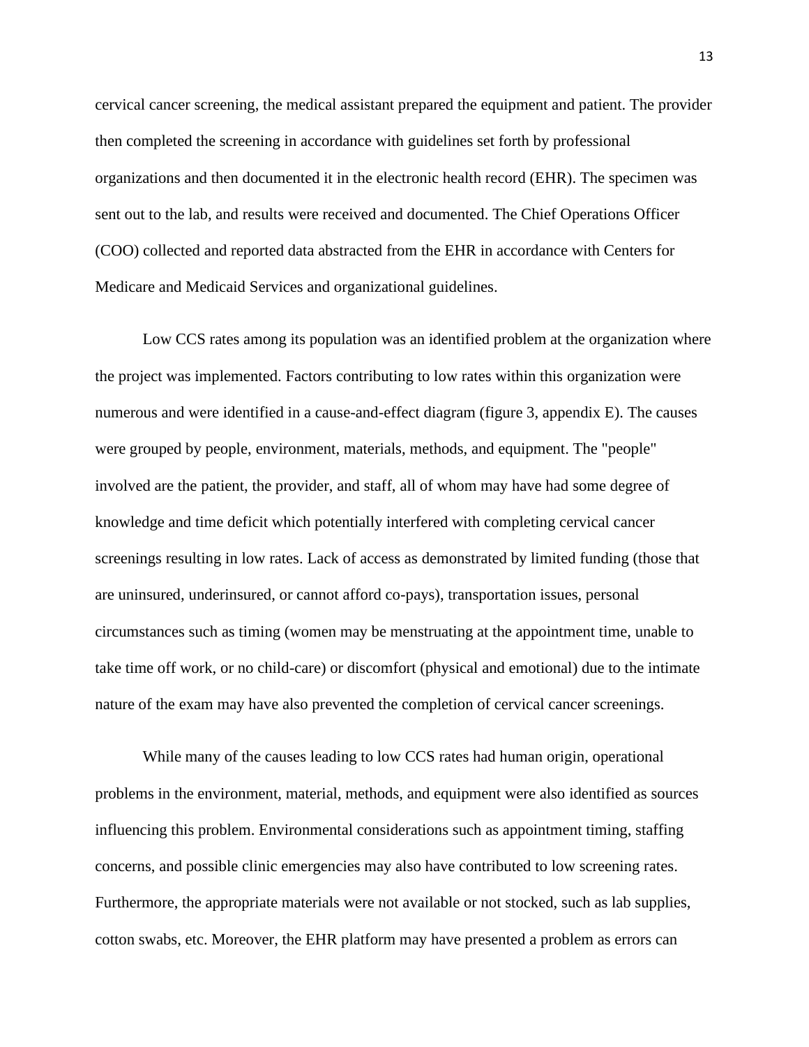cervical cancer screening, the medical assistant prepared the equipment and patient. The provider then completed the screening in accordance with guidelines set forth by professional organizations and then documented it in the electronic health record (EHR). The specimen was sent out to the lab, and results were received and documented. The Chief Operations Officer (COO) collected and reported data abstracted from the EHR in accordance with Centers for Medicare and Medicaid Services and organizational guidelines.

Low CCS rates among its population was an identified problem at the organization where the project was implemented. Factors contributing to low rates within this organization were numerous and were identified in a cause-and-effect diagram (figure 3, appendix E). The causes were grouped by people, environment, materials, methods, and equipment. The "people" involved are the patient, the provider, and staff, all of whom may have had some degree of knowledge and time deficit which potentially interfered with completing cervical cancer screenings resulting in low rates. Lack of access as demonstrated by limited funding (those that are uninsured, underinsured, or cannot afford co-pays), transportation issues, personal circumstances such as timing (women may be menstruating at the appointment time, unable to take time off work, or no child-care) or discomfort (physical and emotional) due to the intimate nature of the exam may have also prevented the completion of cervical cancer screenings.

While many of the causes leading to low CCS rates had human origin, operational problems in the environment, material, methods, and equipment were also identified as sources influencing this problem. Environmental considerations such as appointment timing, staffing concerns, and possible clinic emergencies may also have contributed to low screening rates. Furthermore, the appropriate materials were not available or not stocked, such as lab supplies, cotton swabs, etc. Moreover, the EHR platform may have presented a problem as errors can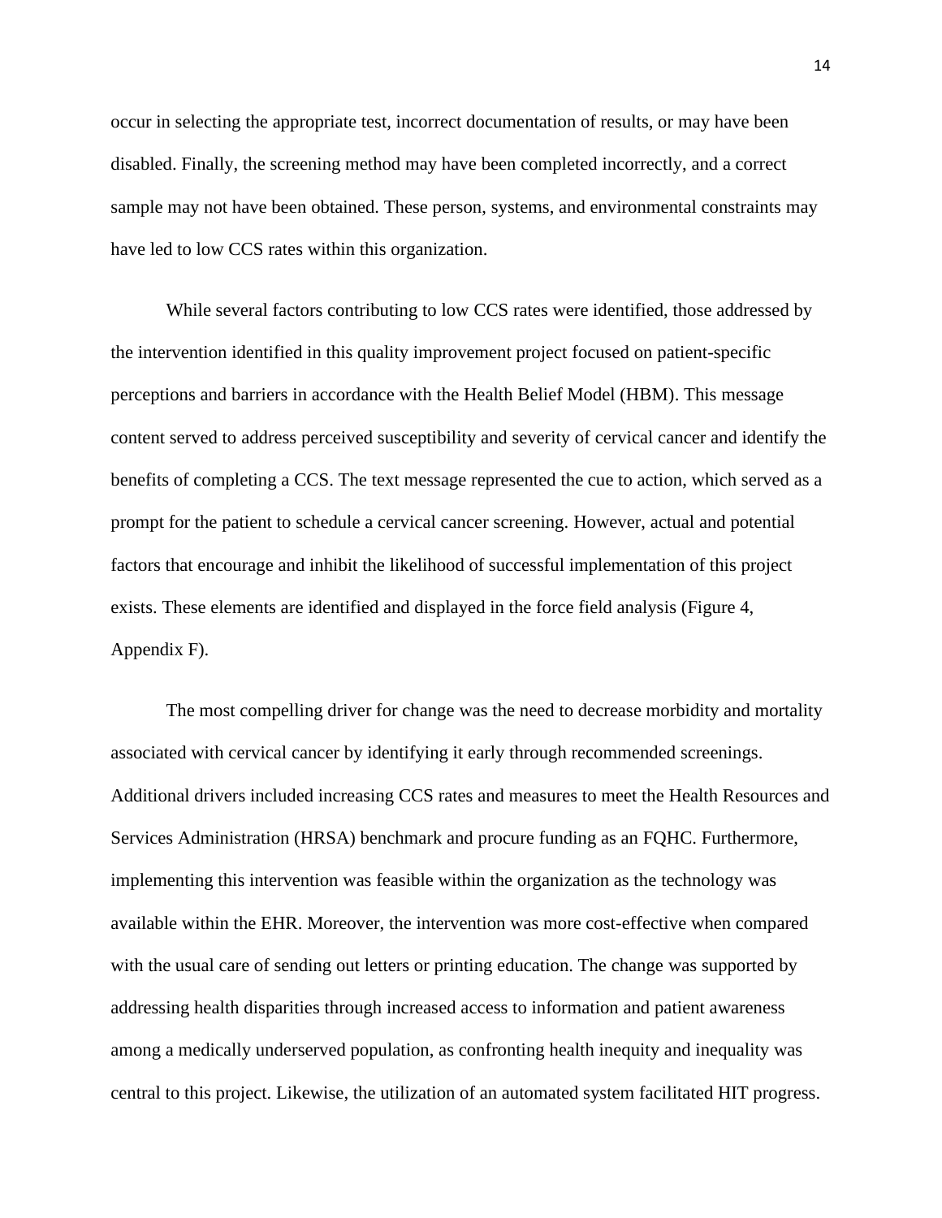occur in selecting the appropriate test, incorrect documentation of results, or may have been disabled. Finally, the screening method may have been completed incorrectly, and a correct sample may not have been obtained. These person, systems, and environmental constraints may have led to low CCS rates within this organization.

While several factors contributing to low CCS rates were identified, those addressed by the intervention identified in this quality improvement project focused on patient-specific perceptions and barriers in accordance with the Health Belief Model (HBM). This message content served to address perceived susceptibility and severity of cervical cancer and identify the benefits of completing a CCS. The text message represented the cue to action, which served as a prompt for the patient to schedule a cervical cancer screening. However, actual and potential factors that encourage and inhibit the likelihood of successful implementation of this project exists. These elements are identified and displayed in the force field analysis (Figure 4, Appendix F).

The most compelling driver for change was the need to decrease morbidity and mortality associated with cervical cancer by identifying it early through recommended screenings. Additional drivers included increasing CCS rates and measures to meet the Health Resources and Services Administration (HRSA) benchmark and procure funding as an FQHC. Furthermore, implementing this intervention was feasible within the organization as the technology was available within the EHR. Moreover, the intervention was more cost-effective when compared with the usual care of sending out letters or printing education. The change was supported by addressing health disparities through increased access to information and patient awareness among a medically underserved population, as confronting health inequity and inequality was central to this project. Likewise, the utilization of an automated system facilitated HIT progress.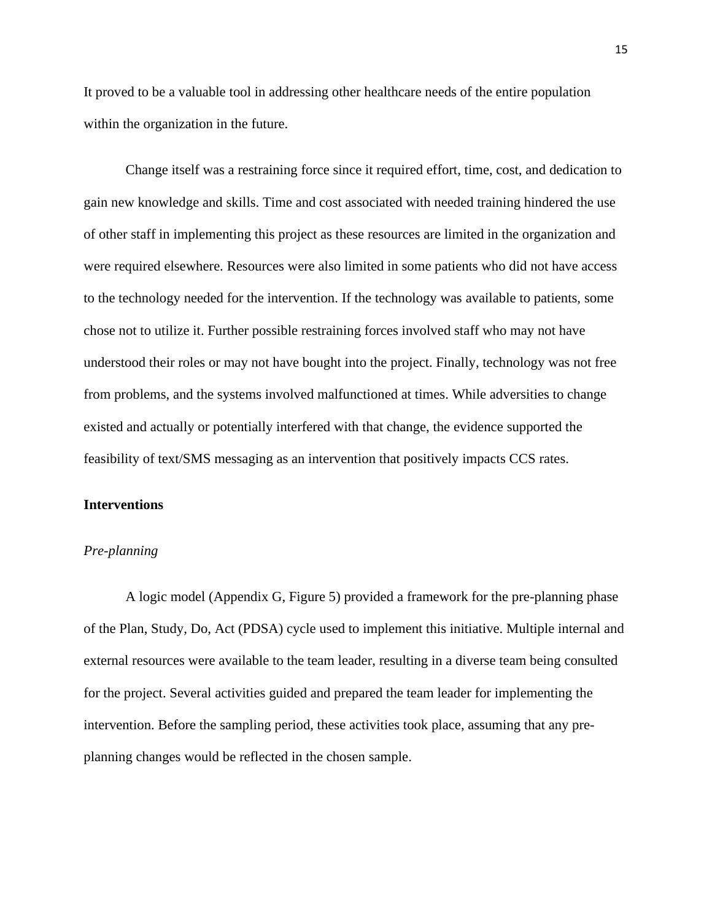It proved to be a valuable tool in addressing other healthcare needs of the entire population within the organization in the future.

Change itself was a restraining force since it required effort, time, cost, and dedication to gain new knowledge and skills. Time and cost associated with needed training hindered the use of other staff in implementing this project as these resources are limited in the organization and were required elsewhere. Resources were also limited in some patients who did not have access to the technology needed for the intervention. If the technology was available to patients, some chose not to utilize it. Further possible restraining forces involved staff who may not have understood their roles or may not have bought into the project. Finally, technology was not free from problems, and the systems involved malfunctioned at times. While adversities to change existed and actually or potentially interfered with that change, the evidence supported the feasibility of text/SMS messaging as an intervention that positively impacts CCS rates.

## Interventions

### *Pre-planning*

A logic model (Appendix G, Figure 5) provided a framework for the pre-planning phase of the Plan, Study, Do, Act (PDSA) cycle used to implement this initiative. Multiple internal and external resources were available to the team leader, resulting in a diverse team being consulted for the project. Several activities guided and prepared the team leader for implementing the intervention. Before the sampling period, these activities took place, assuming that any pre-planning changes would be reflected in the chosen sample.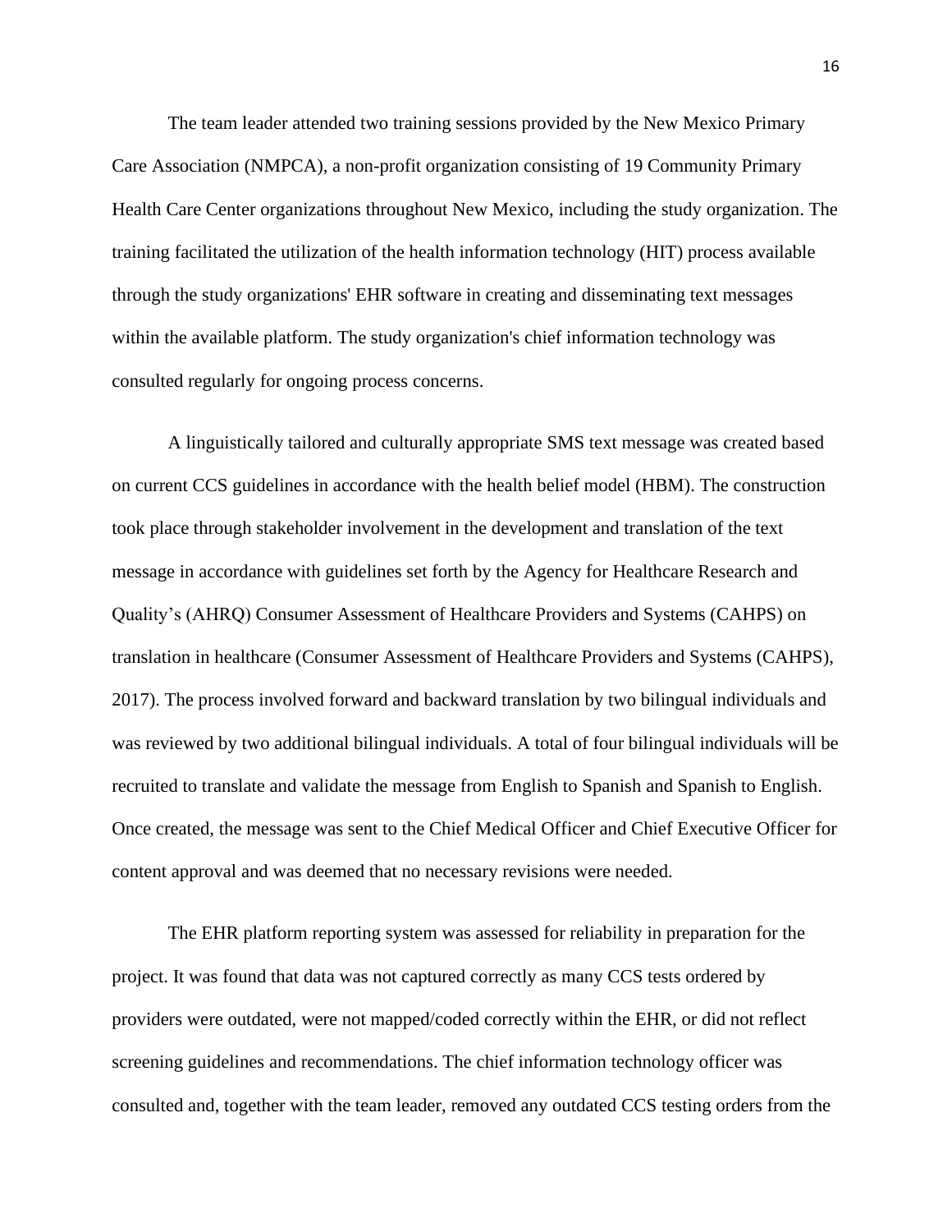The team leader attended two training sessions provided by the New Mexico Primary Care Association (NMPCA), a non-profit organization consisting of 19 Community Primary Health Care Center organizations throughout New Mexico, including the study organization. The training facilitated the utilization of the health information technology (HIT) process available through the study organizations' EHR software in creating and disseminating text messages within the available platform. The study organization's chief information technology was consulted regularly for ongoing process concerns.

A linguistically tailored and culturally appropriate SMS text message was created based on current CCS guidelines in accordance with the health belief model (HBM). The construction took place through stakeholder involvement in the development and translation of the text message in accordance with guidelines set forth by the Agency for Healthcare Research and Quality's (AHRQ) Consumer Assessment of Healthcare Providers and Systems (CAHPS) on translation in healthcare (Consumer Assessment of Healthcare Providers and Systems (CAHPS), 2017). The process involved forward and backward translation by two bilingual individuals and was reviewed by two additional bilingual individuals. A total of four bilingual individuals will be recruited to translate and validate the message from English to Spanish and Spanish to English. Once created, the message was sent to the Chief Medical Officer and Chief Executive Officer for content approval and was deemed that no necessary revisions were needed.

The EHR platform reporting system was assessed for reliability in preparation for the project. It was found that data was not captured correctly as many CCS tests ordered by providers were outdated, were not mapped/coded correctly within the EHR, or did not reflect screening guidelines and recommendations. The chief information technology officer was consulted and, together with the team leader, removed any outdated CCS testing orders from the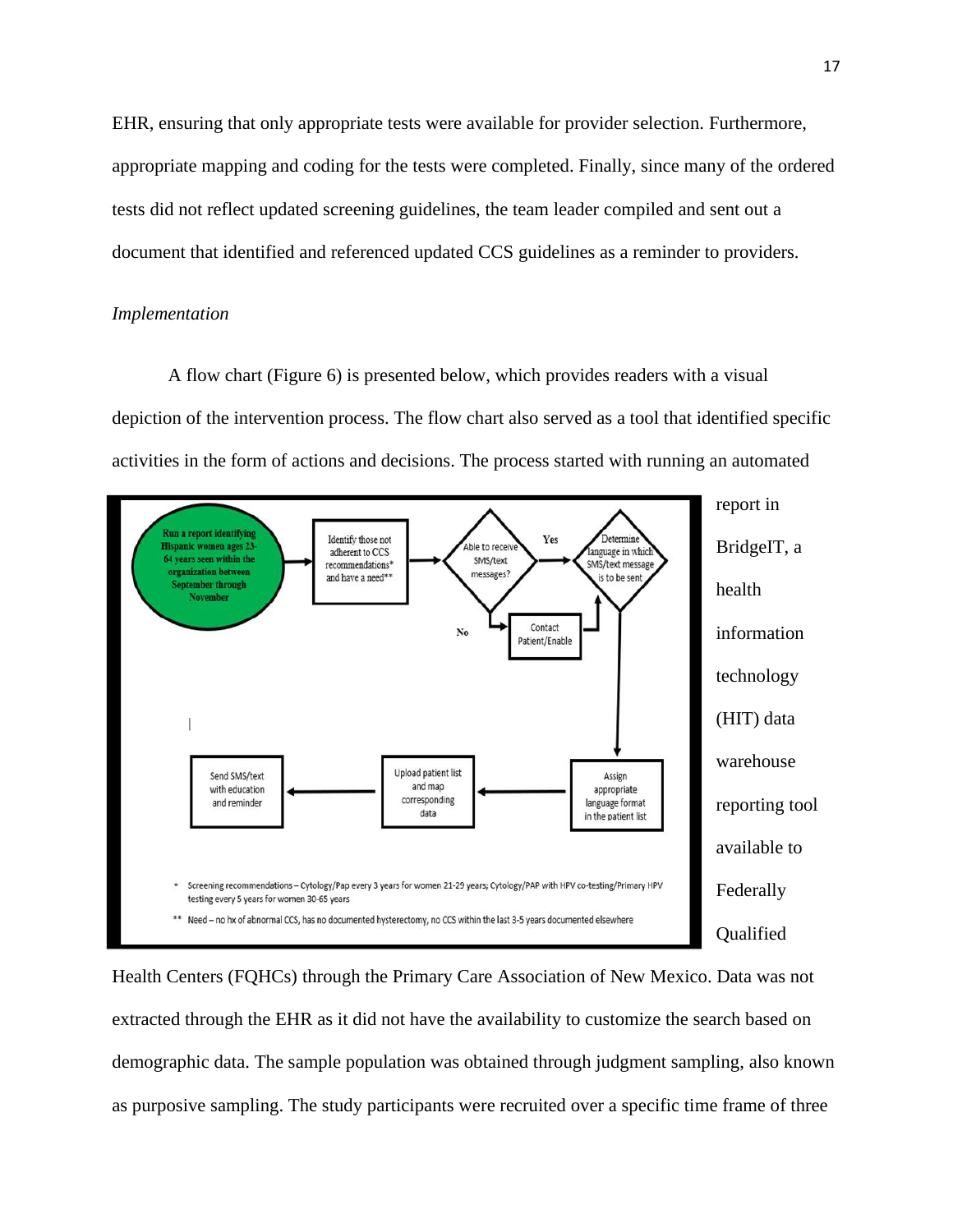EHR, ensuring that only appropriate tests were available for provider selection. Furthermore, appropriate mapping and coding for the tests were completed. Finally, since many of the ordered tests did not reflect updated screening guidelines, the team leader compiled and sent out a document that identified and referenced updated CCS guidelines as a reminder to providers.

*Implementation*

A flow chart (Figure 6) is presented below, which provides readers with a visual depiction of the intervention process. The flow chart also served as a tool that identified specific activities in the form of actions and decisions. The process started with running an automated report in BridgeIT, a health information technology (HIT) data warehouse reporting tool available to Federally Qualified Health Centers (FQHCs) through the Primary Care Association of New Mexico. Data was not extracted through the EHR as it did not have the availability to customize the search based on demographic data. The sample population was obtained through judgment sampling, also known as purposive sampling. The study participants were recruited over a specific time frame of three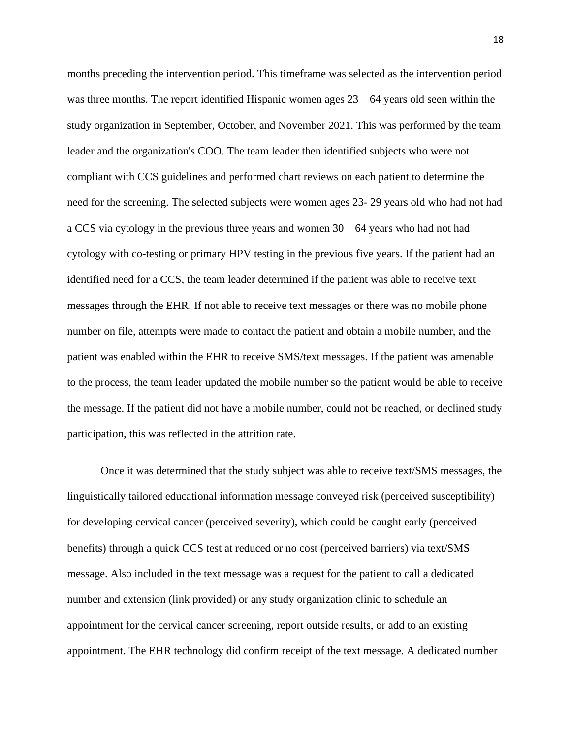months preceding the intervention period. This timeframe was selected as the intervention period was three months. The report identified Hispanic women ages 23 – 64 years old seen within the study organization in September, October, and November 2021. This was performed by the team leader and the organization's COO. The team leader then identified subjects who were not compliant with CCS guidelines and performed chart reviews on each patient to determine the need for the screening. The selected subjects were women ages 23- 29 years old who had not had a CCS via cytology in the previous three years and women 30 – 64 years who had not had cytology with co-testing or primary HPV testing in the previous five years. If the patient had an identified need for a CCS, the team leader determined if the patient was able to receive text messages through the EHR. If not able to receive text messages or there was no mobile phone number on file, attempts were made to contact the patient and obtain a mobile number, and the patient was enabled within the EHR to receive SMS/text messages. If the patient was amenable to the process, the team leader updated the mobile number so the patient would be able to receive the message. If the patient did not have a mobile number, could not be reached, or declined study participation, this was reflected in the attrition rate.

Once it was determined that the study subject was able to receive text/SMS messages, the linguistically tailored educational information message conveyed risk (perceived susceptibility) for developing cervical cancer (perceived severity), which could be caught early (perceived benefits) through a quick CCS test at reduced or no cost (perceived barriers) via text/SMS message. Also included in the text message was a request for the patient to call a dedicated number and extension (link provided) or any study organization clinic to schedule an appointment for the cervical cancer screening, report outside results, or add to an existing appointment. The EHR technology did confirm receipt of the text message. A dedicated number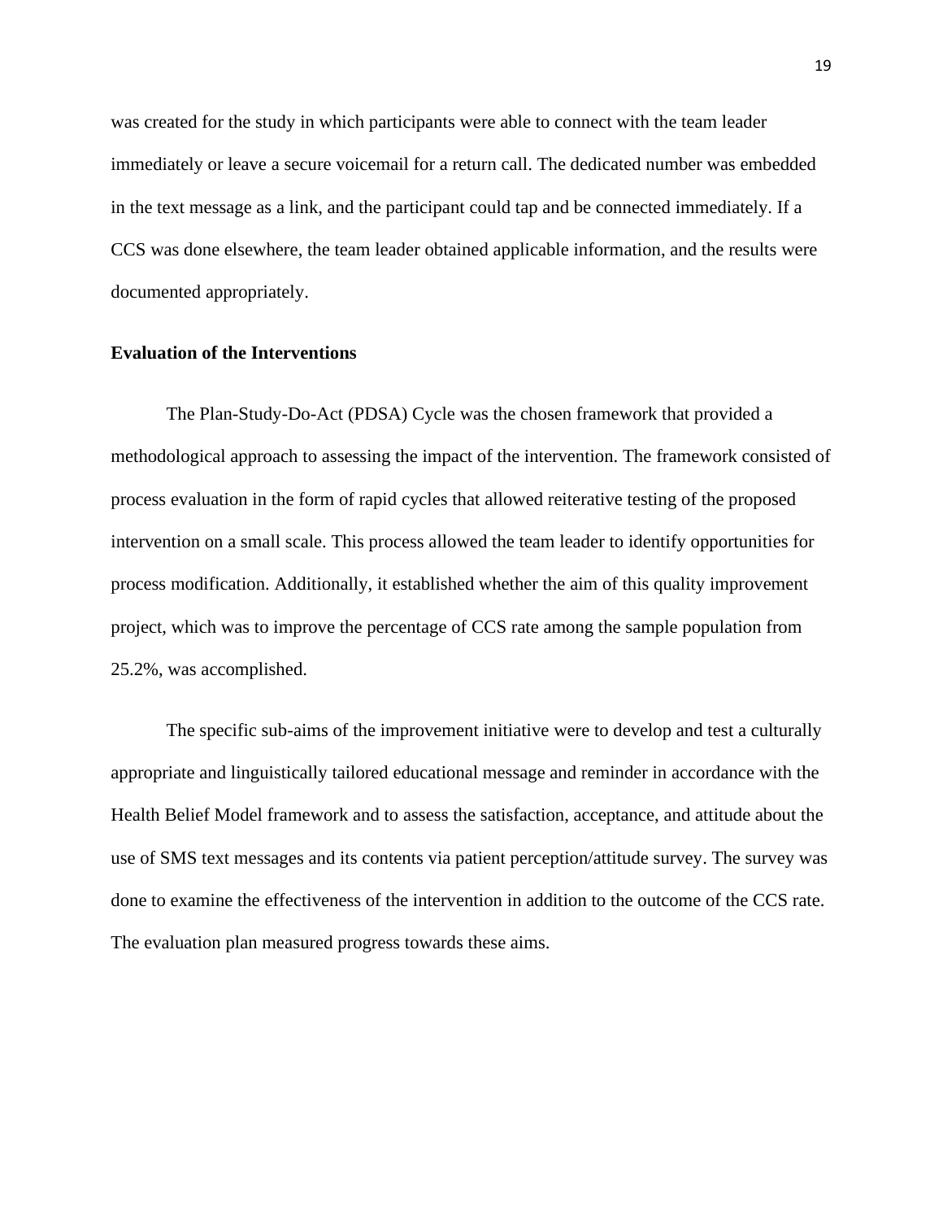was created for the study in which participants were able to connect with the team leader immediately or leave a secure voicemail for a return call. The dedicated number was embedded in the text message as a link, and the participant could tap and be connected immediately. If a CCS was done elsewhere, the team leader obtained applicable information, and the results were documented appropriately.

**Evaluation of the Interventions**

The Plan-Study-Do-Act (PDSA) Cycle was the chosen framework that provided a methodological approach to assessing the impact of the intervention. The framework consisted of process evaluation in the form of rapid cycles that allowed reiterative testing of the proposed intervention on a small scale. This process allowed the team leader to identify opportunities for process modification. Additionally, it established whether the aim of this quality improvement project, which was to improve the percentage of CCS rate among the sample population from 25.2%, was accomplished.

The specific sub-aims of the improvement initiative were to develop and test a culturally appropriate and linguistically tailored educational message and reminder in accordance with the Health Belief Model framework and to assess the satisfaction, acceptance, and attitude about the use of SMS text messages and its contents via patient perception/attitude survey. The survey was done to examine the effectiveness of the intervention in addition to the outcome of the CCS rate. The evaluation plan measured progress towards these aims.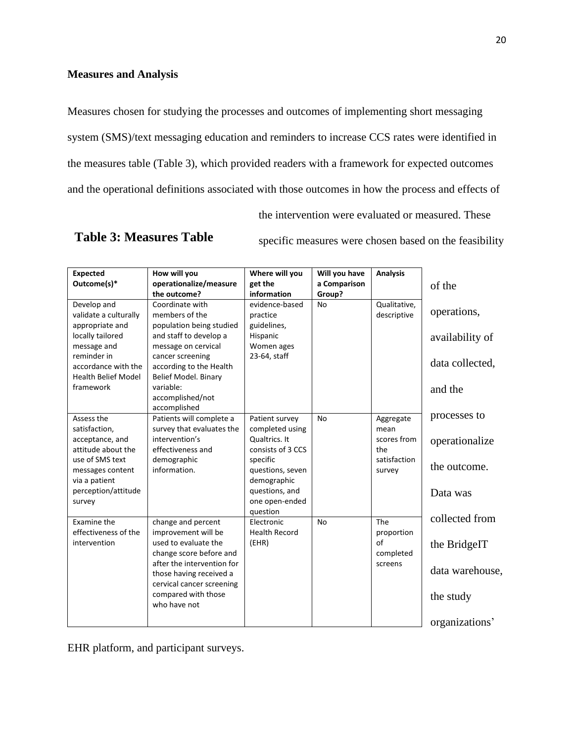**Measures and Analysis**

Measures chosen for studying the processes and outcomes of implementing short messaging system (SMS)/text messaging education and reminders to increase CCS rates were identified in the measures table (Table 3), which provided readers with a framework for expected outcomes and the operational definitions associated with those outcomes in how the process and effects of the intervention were evaluated or measured. These specific measures were chosen based on the feasibility of the operations, availability of data collected, and the processes to operationalize the outcome. Data was collected from the BridgeIT data warehouse, the study organizations' EHR platform, and participant surveys.

**Table 3: Measures Table**

| Expected Outcome(s)* | How will you operationalize/measure the outcome? | Where will you get the information | Will you have a Comparison Group? | Analysis |
|---|---|---|---|---|
| Develop and validate a culturally appropriate and locally tailored message and reminder in accordance with the Health Belief Model framework | Coordinate with members of the population being studied and staff to develop a message on cervical cancer screening according to the Health Belief Model. Binary variable: accomplished/not accomplished | evidence-based practice guidelines, Hispanic Women ages 23-64, staff | No | Qualitative, descriptive |
| Assess the satisfaction, acceptance, and attitude about the use of SMS text messages content via a patient perception/attitude survey | Patients will complete a survey that evaluates the intervention's effectiveness and demographic information. | Patient survey completed using Qualtrics. It consists of 3 CCS specific questions, seven demographic questions, and one open-ended question | No | Aggregate mean scores from the satisfaction survey |
| Examine the effectiveness of the intervention | change and percent improvement will be used to evaluate the change score before and after the intervention for those having received a cervical cancer screening compared with those who have not | Electronic Health Record (EHR) | No | The proportion of completed screens |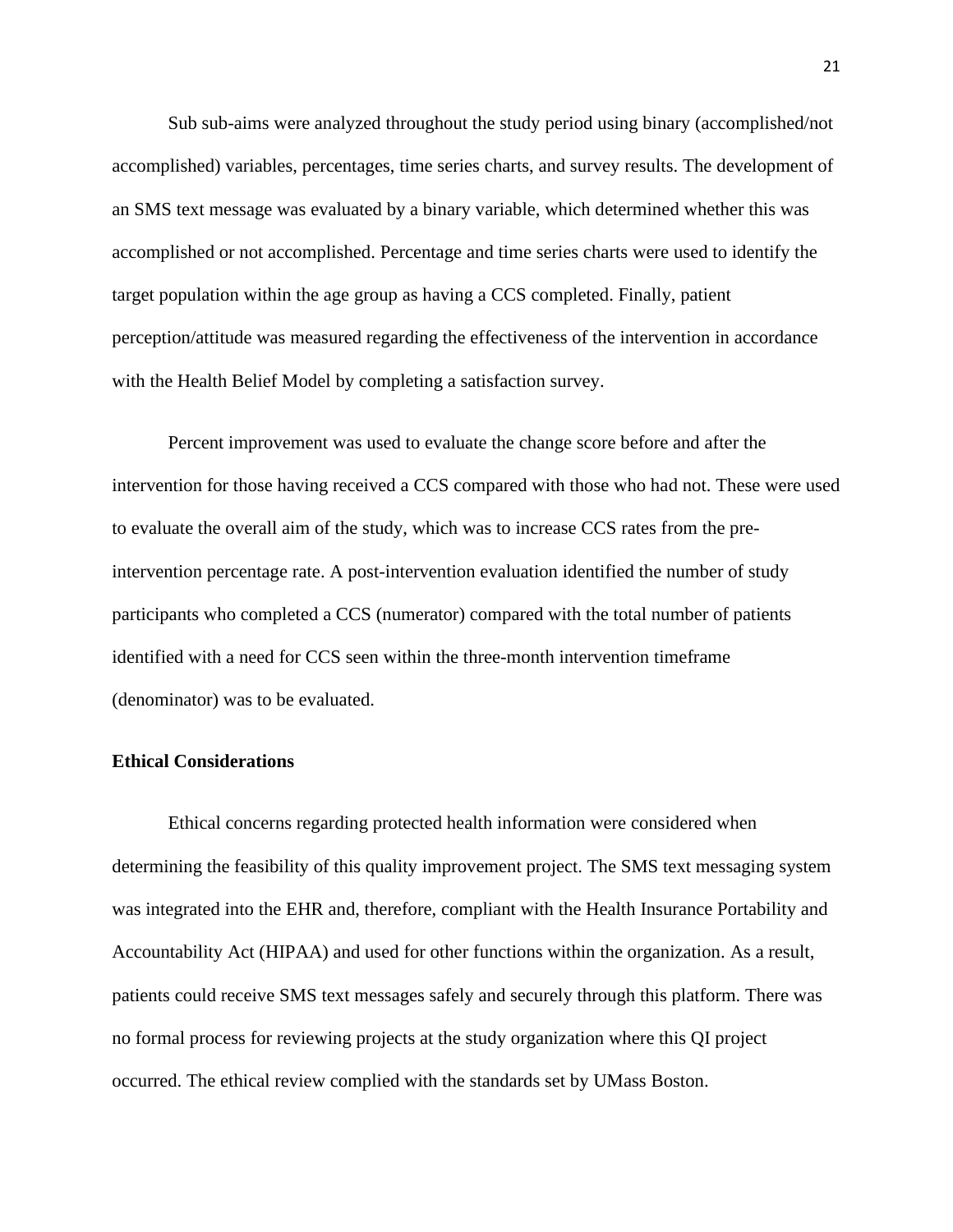Sub sub-aims were analyzed throughout the study period using binary (accomplished/not accomplished) variables, percentages, time series charts, and survey results. The development of an SMS text message was evaluated by a binary variable, which determined whether this was accomplished or not accomplished. Percentage and time series charts were used to identify the target population within the age group as having a CCS completed. Finally, patient perception/attitude was measured regarding the effectiveness of the intervention in accordance with the Health Belief Model by completing a satisfaction survey.

Percent improvement was used to evaluate the change score before and after the intervention for those having received a CCS compared with those who had not. These were used to evaluate the overall aim of the study, which was to increase CCS rates from the pre-intervention percentage rate. A post-intervention evaluation identified the number of study participants who completed a CCS (numerator) compared with the total number of patients identified with a need for CCS seen within the three-month intervention timeframe (denominator) was to be evaluated.

**Ethical Considerations**

Ethical concerns regarding protected health information were considered when determining the feasibility of this quality improvement project. The SMS text messaging system was integrated into the EHR and, therefore, compliant with the Health Insurance Portability and Accountability Act (HIPAA) and used for other functions within the organization. As a result, patients could receive SMS text messages safely and securely through this platform. There was no formal process for reviewing projects at the study organization where this QI project occurred. The ethical review complied with the standards set by UMass Boston.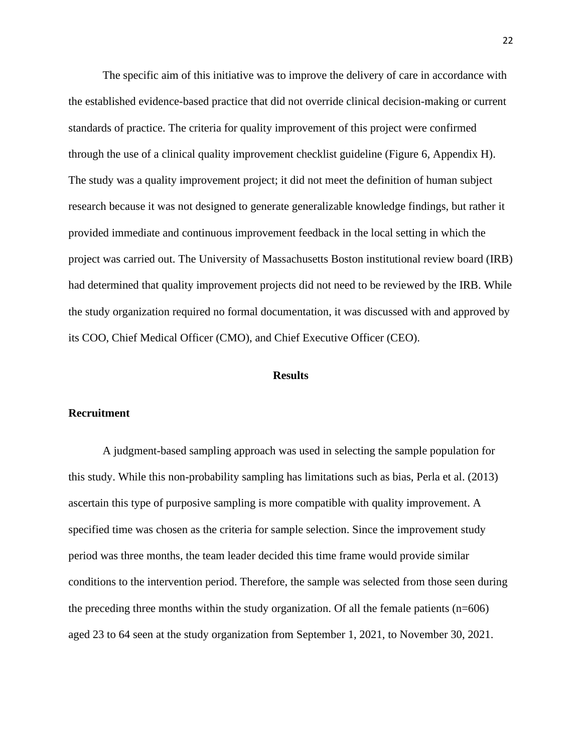The specific aim of this initiative was to improve the delivery of care in accordance with the established evidence-based practice that did not override clinical decision-making or current standards of practice. The criteria for quality improvement of this project were confirmed through the use of a clinical quality improvement checklist guideline (Figure 6, Appendix H). The study was a quality improvement project; it did not meet the definition of human subject research because it was not designed to generate generalizable knowledge findings, but rather it provided immediate and continuous improvement feedback in the local setting in which the project was carried out. The University of Massachusetts Boston institutional review board (IRB) had determined that quality improvement projects did not need to be reviewed by the IRB. While the study organization required no formal documentation, it was discussed with and approved by its COO, Chief Medical Officer (CMO), and Chief Executive Officer (CEO).

## Results

### Recruitment

A judgment-based sampling approach was used in selecting the sample population for this study. While this non-probability sampling has limitations such as bias, Perla et al. (2013) ascertain this type of purposive sampling is more compatible with quality improvement. A specified time was chosen as the criteria for sample selection. Since the improvement study period was three months, the team leader decided this time frame would provide similar conditions to the intervention period. Therefore, the sample was selected from those seen during the preceding three months within the study organization. Of all the female patients (n=606) aged 23 to 64 seen at the study organization from September 1, 2021, to November 30, 2021.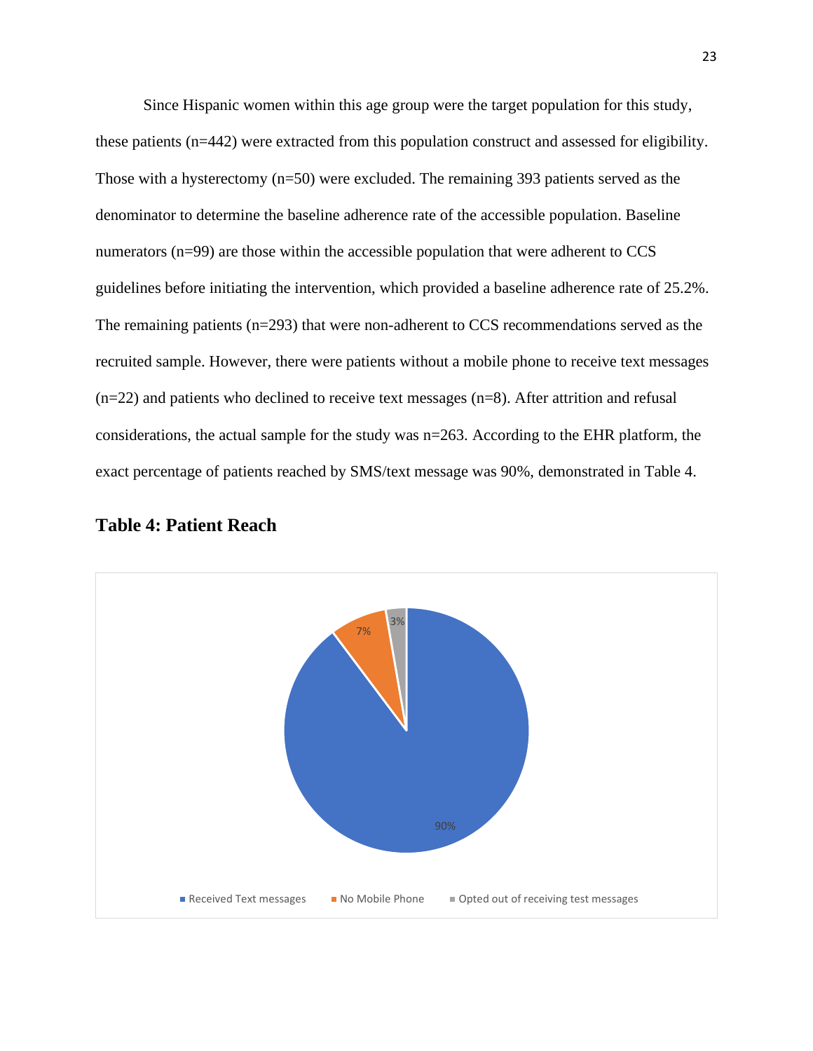Since Hispanic women within this age group were the target population for this study, these patients (n=442) were extracted from this population construct and assessed for eligibility. Those with a hysterectomy (n=50) were excluded. The remaining 393 patients served as the denominator to determine the baseline adherence rate of the accessible population. Baseline numerators (n=99) are those within the accessible population that were adherent to CCS guidelines before initiating the intervention, which provided a baseline adherence rate of 25.2%. The remaining patients (n=293) that were non-adherent to CCS recommendations served as the recruited sample. However, there were patients without a mobile phone to receive text messages (n=22) and patients who declined to receive text messages (n=8). After attrition and refusal considerations, the actual sample for the study was n=263. According to the EHR platform, the exact percentage of patients reached by SMS/text message was 90%, demonstrated in Table 4.

**Table 4: Patient Reach**

| Category | Percentage |
|---|---|
| Received Text messages | 90% |
| No Mobile Phone | 7% |
| Opted out of receiving test messages | 3% |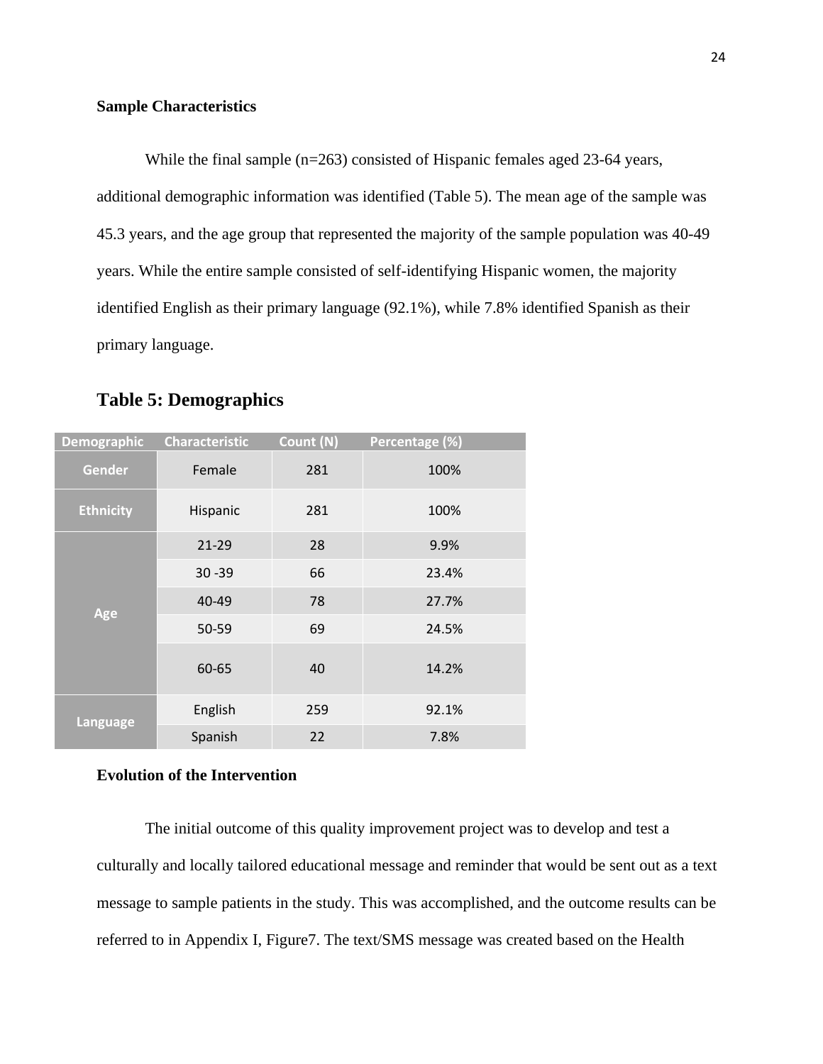### Sample Characteristics

While the final sample (n=263) consisted of Hispanic females aged 23-64 years, additional demographic information was identified (Table 5). The mean age of the sample was 45.3 years, and the age group that represented the majority of the sample population was 40-49 years. While the entire sample consisted of self-identifying Hispanic women, the majority identified English as their primary language (92.1%), while 7.8% identified Spanish as their primary language.

## Table 5: Demographics

| Demographic | Characteristic | Count (N) | Percentage (%) |
|---|---|---|---|
| Gender | Female | 281 | 100% |
| Ethnicity | Hispanic | 281 | 100% |
| Age | 21-29 | 28 | 9.9% |
| | 30 -39 | 66 | 23.4% |
| | 40-49 | 78 | 27.7% |
| | 50-59 | 69 | 24.5% |
| | 60-65 | 40 | 14.2% |
| Language | English | 259 | 92.1% |
| | Spanish | 22 | 7.8% |

### Evolution of the Intervention

The initial outcome of this quality improvement project was to develop and test a culturally and locally tailored educational message and reminder that would be sent out as a text message to sample patients in the study. This was accomplished, and the outcome results can be referred to in Appendix I, Figure7. The text/SMS message was created based on the Health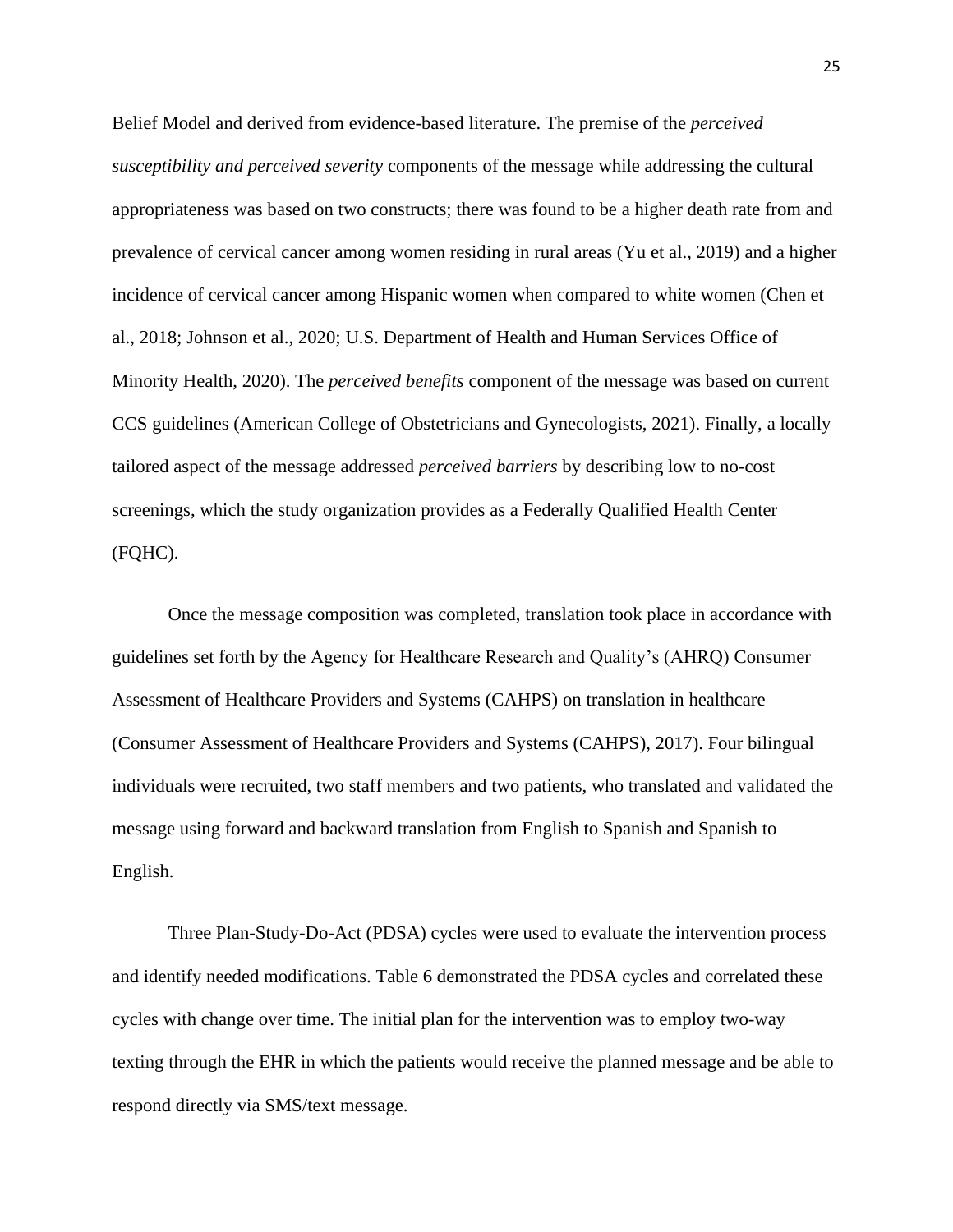Belief Model and derived from evidence-based literature. The premise of the *perceived susceptibility and perceived severity* components of the message while addressing the cultural appropriateness was based on two constructs; there was found to be a higher death rate from and prevalence of cervical cancer among women residing in rural areas (Yu et al., 2019) and a higher incidence of cervical cancer among Hispanic women when compared to white women (Chen et al., 2018; Johnson et al., 2020; U.S. Department of Health and Human Services Office of Minority Health, 2020). The *perceived benefits* component of the message was based on current CCS guidelines (American College of Obstetricians and Gynecologists, 2021). Finally, a locally tailored aspect of the message addressed *perceived barriers* by describing low to no-cost screenings, which the study organization provides as a Federally Qualified Health Center (FQHC).

Once the message composition was completed, translation took place in accordance with guidelines set forth by the Agency for Healthcare Research and Quality's (AHRQ) Consumer Assessment of Healthcare Providers and Systems (CAHPS) on translation in healthcare (Consumer Assessment of Healthcare Providers and Systems (CAHPS), 2017). Four bilingual individuals were recruited, two staff members and two patients, who translated and validated the message using forward and backward translation from English to Spanish and Spanish to English.

Three Plan-Study-Do-Act (PDSA) cycles were used to evaluate the intervention process and identify needed modifications. Table 6 demonstrated the PDSA cycles and correlated these cycles with change over time. The initial plan for the intervention was to employ two-way texting through the EHR in which the patients would receive the planned message and be able to respond directly via SMS/text message.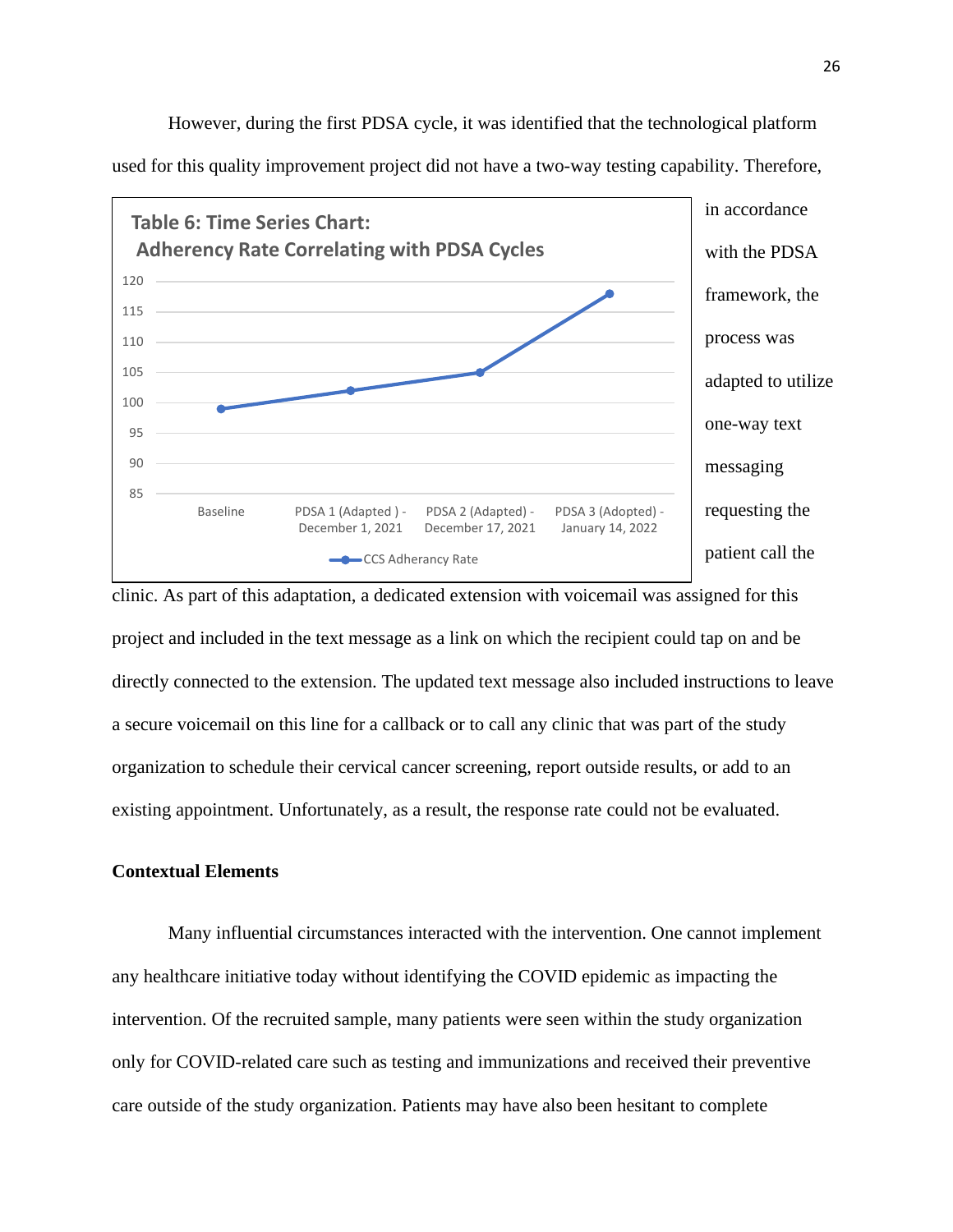However, during the first PDSA cycle, it was identified that the technological platform used for this quality improvement project did not have a two-way testing capability. Therefore, in accordance with the PDSA framework, the process was adapted to utilize one-way text messaging requesting the patient call the clinic. As part of this adaptation, a dedicated extension with voicemail was assigned for this project and included in the text message as a link on which the recipient could tap on and be directly connected to the extension. The updated text message also included instructions to leave a secure voicemail on this line for a callback or to call any clinic that was part of the study organization to schedule their cervical cancer screening, report outside results, or add to an existing appointment. Unfortunately, as a result, the response rate could not be evaluated.

**Table 6: Time Series Chart: Adherency Rate Correlating with PDSA Cycles**

Y-axis: 85, 90, 95, 100, 105, 110, 115, 120

X-axis: Baseline; PDSA 1 (Adapted ) - December 1, 2021; PDSA 2 (Adapted) - December 17, 2021; PDSA 3 (Adopted) - January 14, 2022

Legend: CCS Adherancy Rate

### Contextual Elements

Many influential circumstances interacted with the intervention. One cannot implement any healthcare initiative today without identifying the COVID epidemic as impacting the intervention. Of the recruited sample, many patients were seen within the study organization only for COVID-related care such as testing and immunizations and received their preventive care outside of the study organization. Patients may have also been hesitant to complete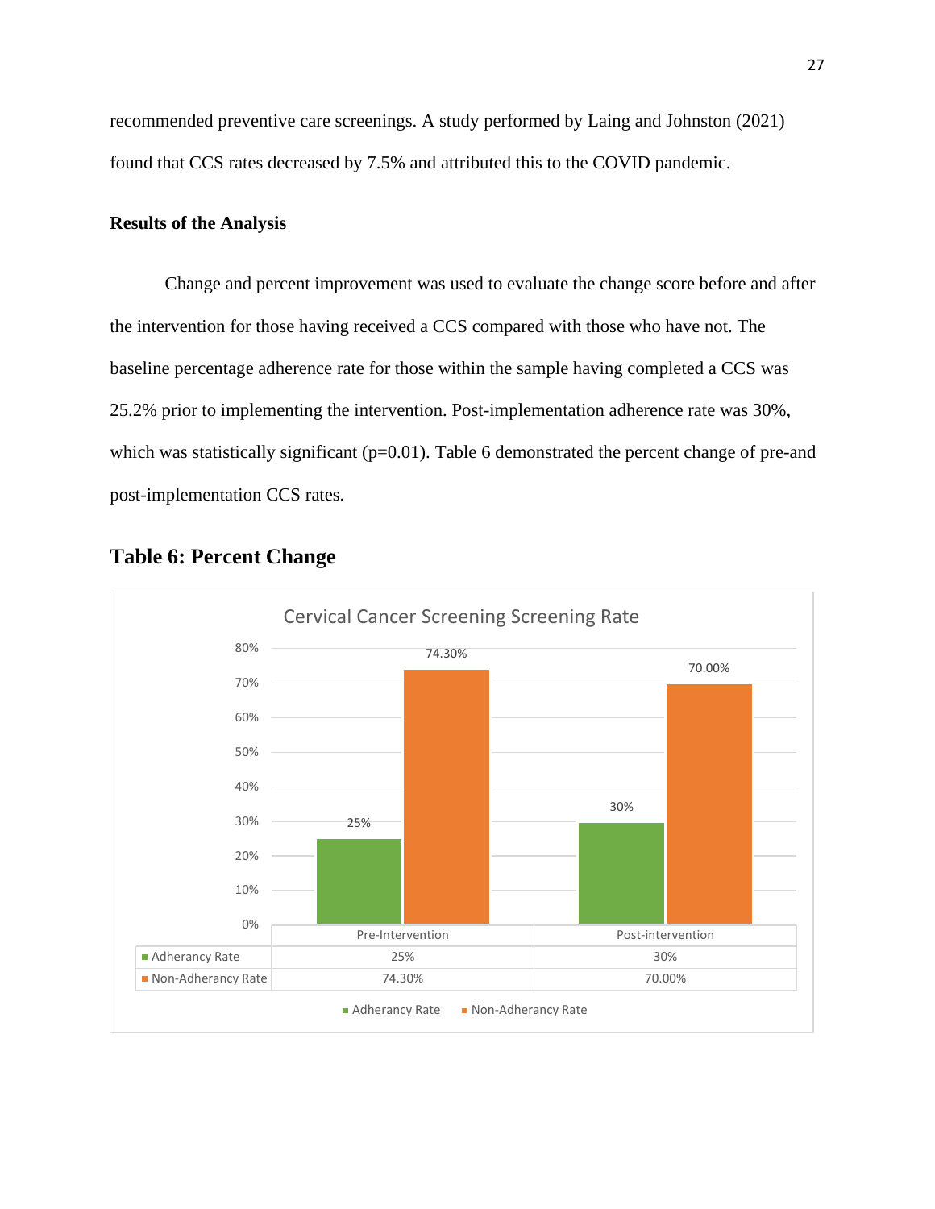recommended preventive care screenings. A study performed by Laing and Johnston (2021) found that CCS rates decreased by 7.5% and attributed this to the COVID pandemic.

### Results of the Analysis

Change and percent improvement was used to evaluate the change score before and after the intervention for those having received a CCS compared with those who have not. The baseline percentage adherence rate for those within the sample having completed a CCS was 25.2% prior to implementing the intervention. Post-implementation adherence rate was 30%, which was statistically significant ($p=0.01$). Table 6 demonstrated the percent change of pre-and post-implementation CCS rates.

## Table 6: Percent Change

Cervical Cancer Screening Screening Rate

| | Pre-Intervention | Post-intervention |
|---|---|---|
| Adherancy Rate | 25% | 30% |
| Non-Adherancy Rate | 74.30% | 70.00% |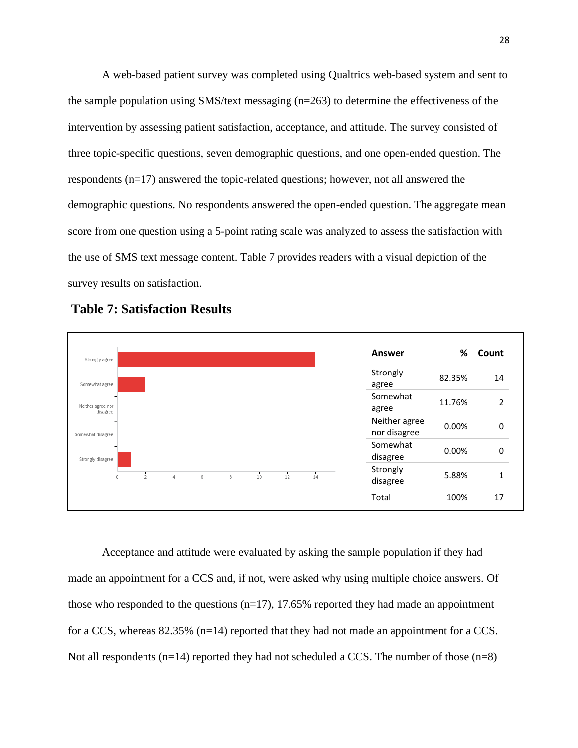A web-based patient survey was completed using Qualtrics web-based system and sent to the sample population using SMS/text messaging (n=263) to determine the effectiveness of the intervention by assessing patient satisfaction, acceptance, and attitude. The survey consisted of three topic-specific questions, seven demographic questions, and one open-ended question. The respondents (n=17) answered the topic-related questions; however, not all answered the demographic questions. No respondents answered the open-ended question. The aggregate mean score from one question using a 5-point rating scale was analyzed to assess the satisfaction with the use of SMS text message content. Table 7 provides readers with a visual depiction of the survey results on satisfaction.

**Table 7: Satisfaction Results**

| Answer | % | Count |
|---|---|---|
| Strongly agree | 82.35% | 14 |
| Somewhat agree | 11.76% | 2 |
| Neither agree nor disagree | 0.00% | 0 |
| Somewhat disagree | 0.00% | 0 |
| Strongly disagree | 5.88% | 1 |
| Total | 100% | 17 |

Acceptance and attitude were evaluated by asking the sample population if they had made an appointment for a CCS and, if not, were asked why using multiple choice answers. Of those who responded to the questions (n=17), 17.65% reported they had made an appointment for a CCS, whereas 82.35% (n=14) reported that they had not made an appointment for a CCS. Not all respondents (n=14) reported they had not scheduled a CCS. The number of those (n=8)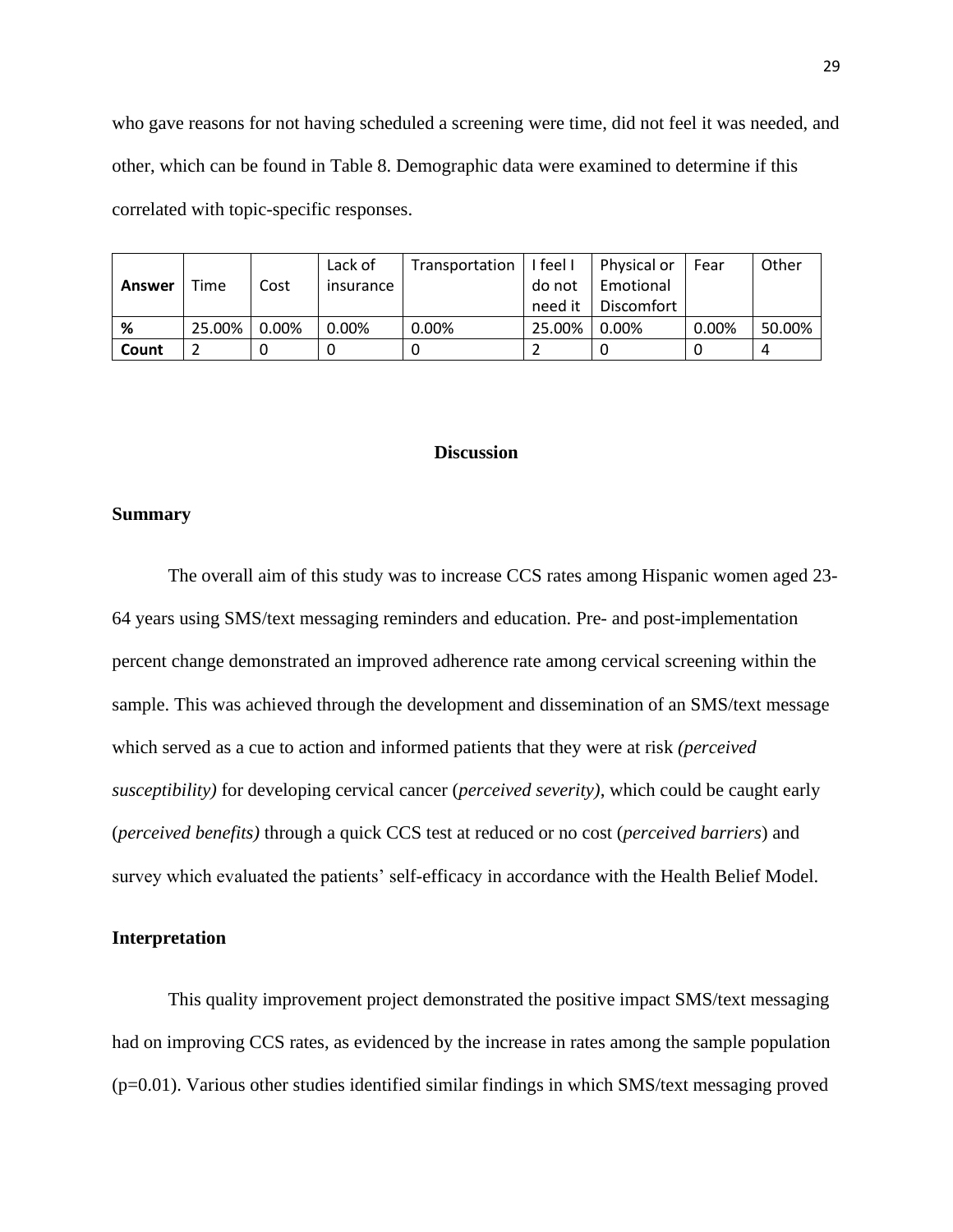who gave reasons for not having scheduled a screening were time, did not feel it was needed, and other, which can be found in Table 8. Demographic data were examined to determine if this correlated with topic-specific responses.

| **Answer** | Time | Cost | Lack of insurance | Transportation | I feel I do not need it | Physical or Emotional Discomfort | Fear | Other |
|---|---|---|---|---|---|---|---|---|
| **%** | 25.00% | 0.00% | 0.00% | 0.00% | 25.00% | 0.00% | 0.00% | 50.00% |
| **Count** | 2 | 0 | 0 | 0 | 2 | 0 | 0 | 4 |

## Discussion

### Summary

The overall aim of this study was to increase CCS rates among Hispanic women aged 23-64 years using SMS/text messaging reminders and education. Pre- and post-implementation percent change demonstrated an improved adherence rate among cervical screening within the sample. This was achieved through the development and dissemination of an SMS/text message which served as a cue to action and informed patients that they were at risk *(perceived susceptibility)* for developing cervical cancer (*perceived severity)*, which could be caught early (*perceived benefits)* through a quick CCS test at reduced or no cost (*perceived barriers*) and survey which evaluated the patients' self-efficacy in accordance with the Health Belief Model.

### Interpretation

This quality improvement project demonstrated the positive impact SMS/text messaging had on improving CCS rates, as evidenced by the increase in rates among the sample population ($p=0.01$). Various other studies identified similar findings in which SMS/text messaging proved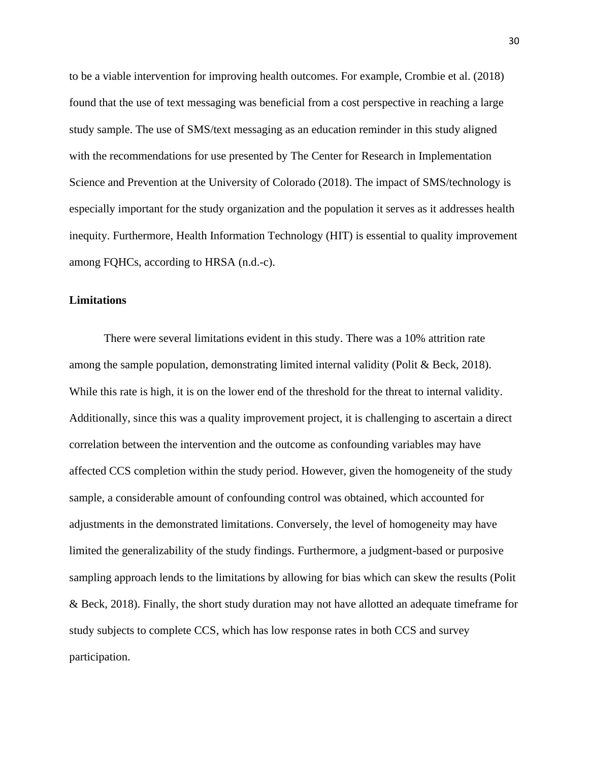to be a viable intervention for improving health outcomes. For example, Crombie et al. (2018) found that the use of text messaging was beneficial from a cost perspective in reaching a large study sample. The use of SMS/text messaging as an education reminder in this study aligned with the recommendations for use presented by The Center for Research in Implementation Science and Prevention at the University of Colorado (2018). The impact of SMS/technology is especially important for the study organization and the population it serves as it addresses health inequity. Furthermore, Health Information Technology (HIT) is essential to quality improvement among FQHCs, according to HRSA (n.d.-c).

**Limitations**

There were several limitations evident in this study. There was a 10% attrition rate among the sample population, demonstrating limited internal validity (Polit & Beck, 2018). While this rate is high, it is on the lower end of the threshold for the threat to internal validity. Additionally, since this was a quality improvement project, it is challenging to ascertain a direct correlation between the intervention and the outcome as confounding variables may have affected CCS completion within the study period. However, given the homogeneity of the study sample, a considerable amount of confounding control was obtained, which accounted for adjustments in the demonstrated limitations. Conversely, the level of homogeneity may have limited the generalizability of the study findings. Furthermore, a judgment-based or purposive sampling approach lends to the limitations by allowing for bias which can skew the results (Polit & Beck, 2018). Finally, the short study duration may not have allotted an adequate timeframe for study subjects to complete CCS, which has low response rates in both CCS and survey participation.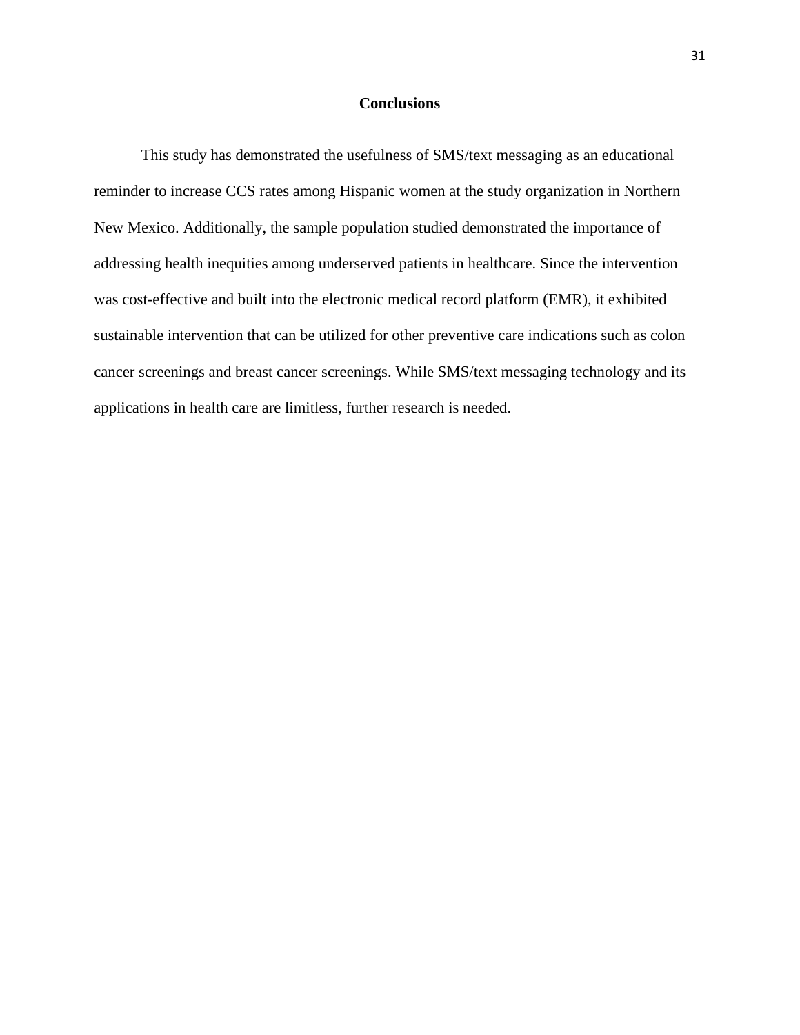## Conclusions

This study has demonstrated the usefulness of SMS/text messaging as an educational reminder to increase CCS rates among Hispanic women at the study organization in Northern New Mexico. Additionally, the sample population studied demonstrated the importance of addressing health inequities among underserved patients in healthcare. Since the intervention was cost-effective and built into the electronic medical record platform (EMR), it exhibited sustainable intervention that can be utilized for other preventive care indications such as colon cancer screenings and breast cancer screenings. While SMS/text messaging technology and its applications in health care are limitless, further research is needed.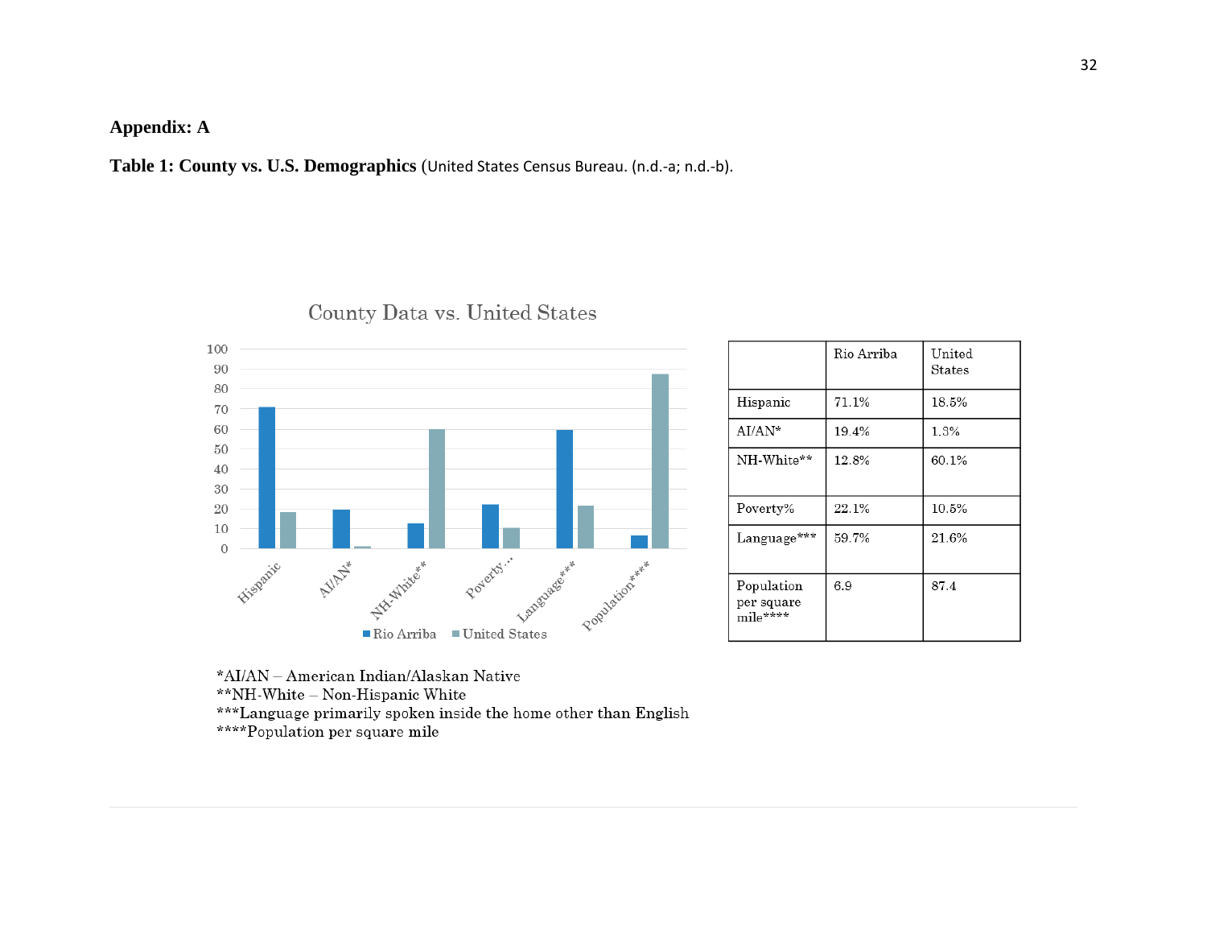**Appendix: A**

**Table 1: County vs. U.S. Demographics** (United States Census Bureau. (n.d.-a; n.d.-b).

County Data vs. United States

| | Rio Arriba | United States |
|---|---|---|
| Hispanic | 71.1% | 18.5% |
| AI/AN* | 19.4% | 1.3% |
| NH-White** | 12.8% | 60.1% |
| Poverty% | 22.1% | 10.5% |
| Language*** | 59.7% | 21.6% |
| Population per square mile**** | 6.9 | 87.4 |

*AI/AN – American Indian/Alaskan Native
**NH-White – Non-Hispanic White
***Language primarily spoken inside the home other than English
****Population per square mile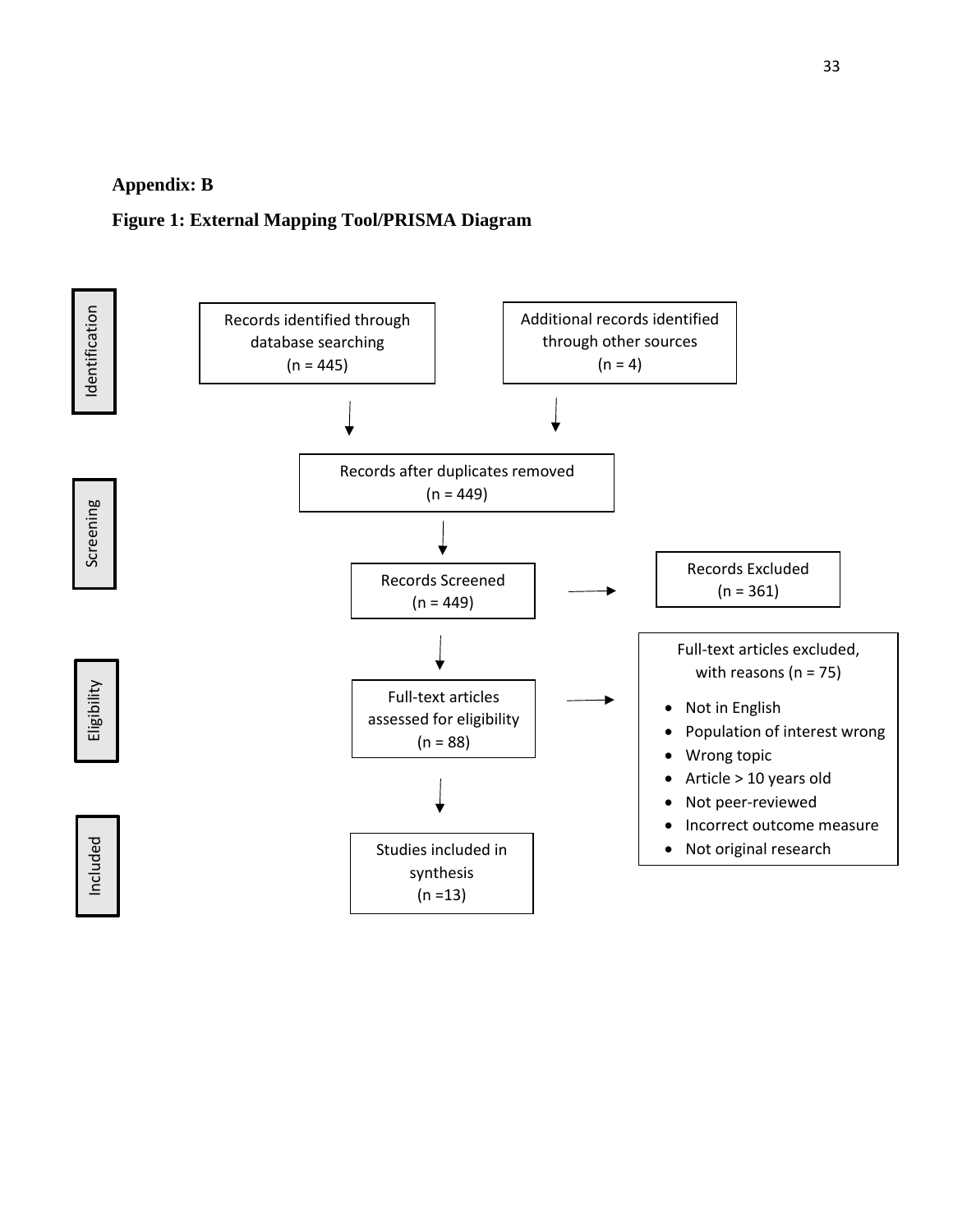**Appendix: B**

**Figure 1: External Mapping Tool/PRISMA Diagram**

Identification

Records identified through database searching (n = 445)

Additional records identified through other sources (n = 4)

Screening

Records after duplicates removed (n = 449)

Records Screened (n = 449)

Records Excluded (n = 361)

Eligibility

Full-text articles assessed for eligibility (n = 88)

Full-text articles excluded, with reasons (n = 75)

- Not in English
- Population of interest wrong
- Wrong topic
- Article > 10 years old
- Not peer-reviewed
- Incorrect outcome measure
- Not original research

Included

Studies included in synthesis (n =13)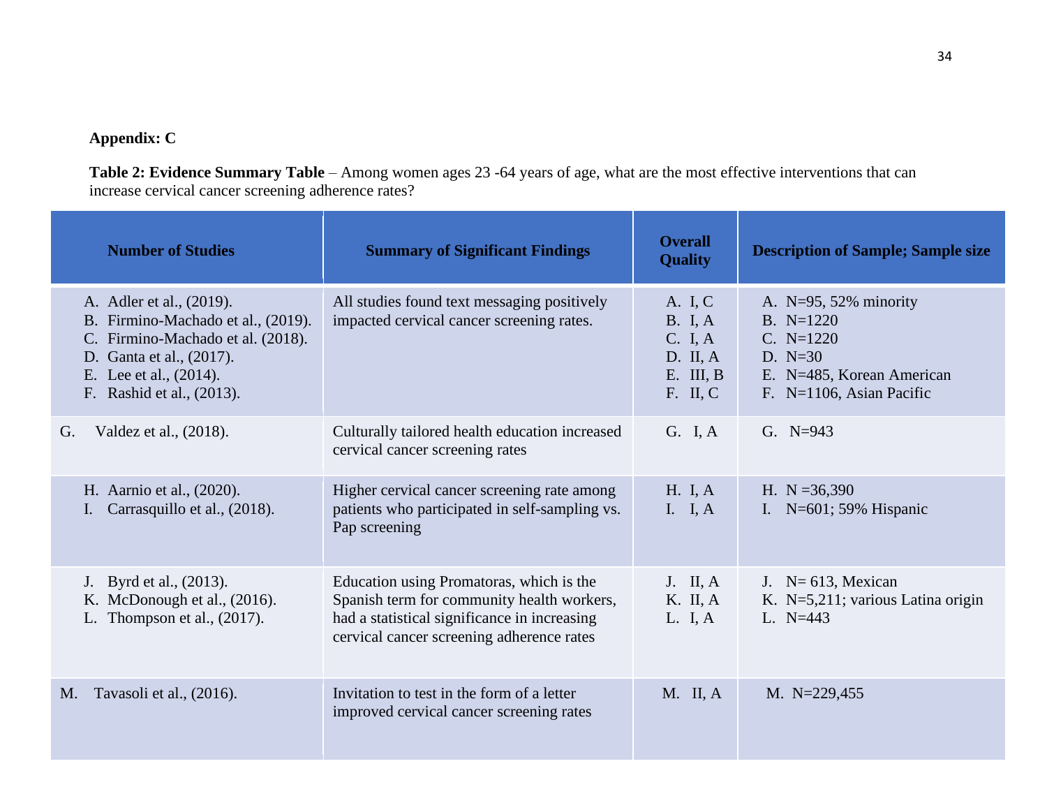**Appendix: C**

**Table 2: Evidence Summary Table** – Among women ages 23 -64 years of age, what are the most effective interventions that can increase cervical cancer screening adherence rates?

| Number of Studies | Summary of Significant Findings | Overall Quality | Description of Sample; Sample size |
|---|---|---|---|
| A. Adler et al., (2019).<br>B. Firmino-Machado et al., (2019).<br>C. Firmino-Machado et al. (2018).<br>D. Ganta et al., (2017).<br>E. Lee et al., (2014).<br>F. Rashid et al., (2013). | All studies found text messaging positively impacted cervical cancer screening rates. | A. I, C<br>B. I, A<br>C. I, A<br>D. II, A<br>E. III, B<br>F. II, C | A. N=95, 52% minority<br>B. N=1220<br>C. N=1220<br>D. N=30<br>E. N=485, Korean American<br>F. N=1106, Asian Pacific |
| G. Valdez et al., (2018). | Culturally tailored health education increased cervical cancer screening rates | G. I, A | G. N=943 |
| H. Aarnio et al., (2020).<br>I. Carrasquillo et al., (2018). | Higher cervical cancer screening rate among patients who participated in self-sampling vs. Pap screening | H. I, A<br>I. I, A | H. N =36,390<br>I. N=601; 59% Hispanic |
| J. Byrd et al., (2013).<br>K. McDonough et al., (2016).<br>L. Thompson et al., (2017). | Education using Promatoras, which is the Spanish term for community health workers, had a statistical significance in increasing cervical cancer screening adherence rates | J. II, A<br>K. II, A<br>L. I, A | J. N= 613, Mexican<br>K. N=5,211; various Latina origin<br>L. N=443 |
| M. Tavasoli et al., (2016). | Invitation to test in the form of a letter improved cervical cancer screening rates | M. II, A | M. N=229,455 |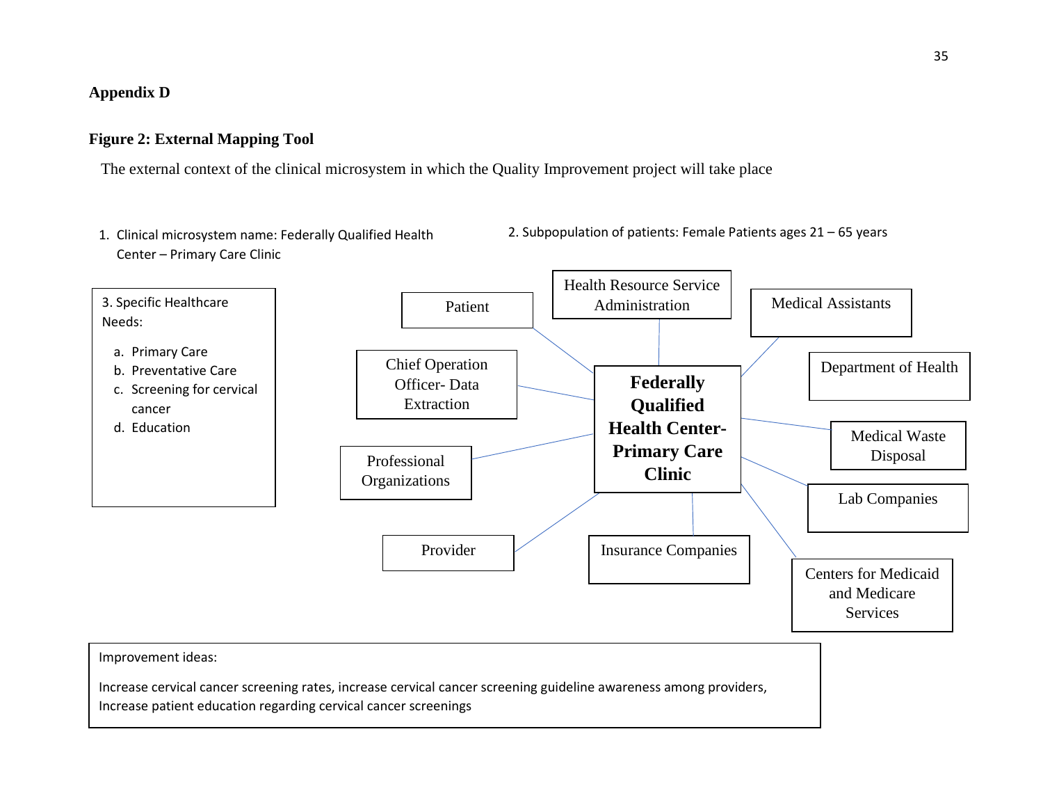## Appendix D

### Figure 2: External Mapping Tool

The external context of the clinical microsystem in which the Quality Improvement project will take place

1. Clinical microsystem name: Federally Qualified Health Center – Primary Care Clinic

2. Subpopulation of patients: Female Patients ages 21 – 65 years

3. Specific Healthcare Needs:
   a. Primary Care
   b. Preventative Care
   c. Screening for cervical cancer
   d. Education

**Federally Qualified Health Center- Primary Care Clinic**

- Patient
- Health Resource Service Administration
- Medical Assistants
- Department of Health
- Chief Operation Officer- Data Extraction
- Medical Waste Disposal
- Professional Organizations
- Lab Companies
- Provider
- Insurance Companies
- Centers for Medicaid and Medicare Services

Improvement ideas:

Increase cervical cancer screening rates, increase cervical cancer screening guideline awareness among providers, Increase patient education regarding cervical cancer screenings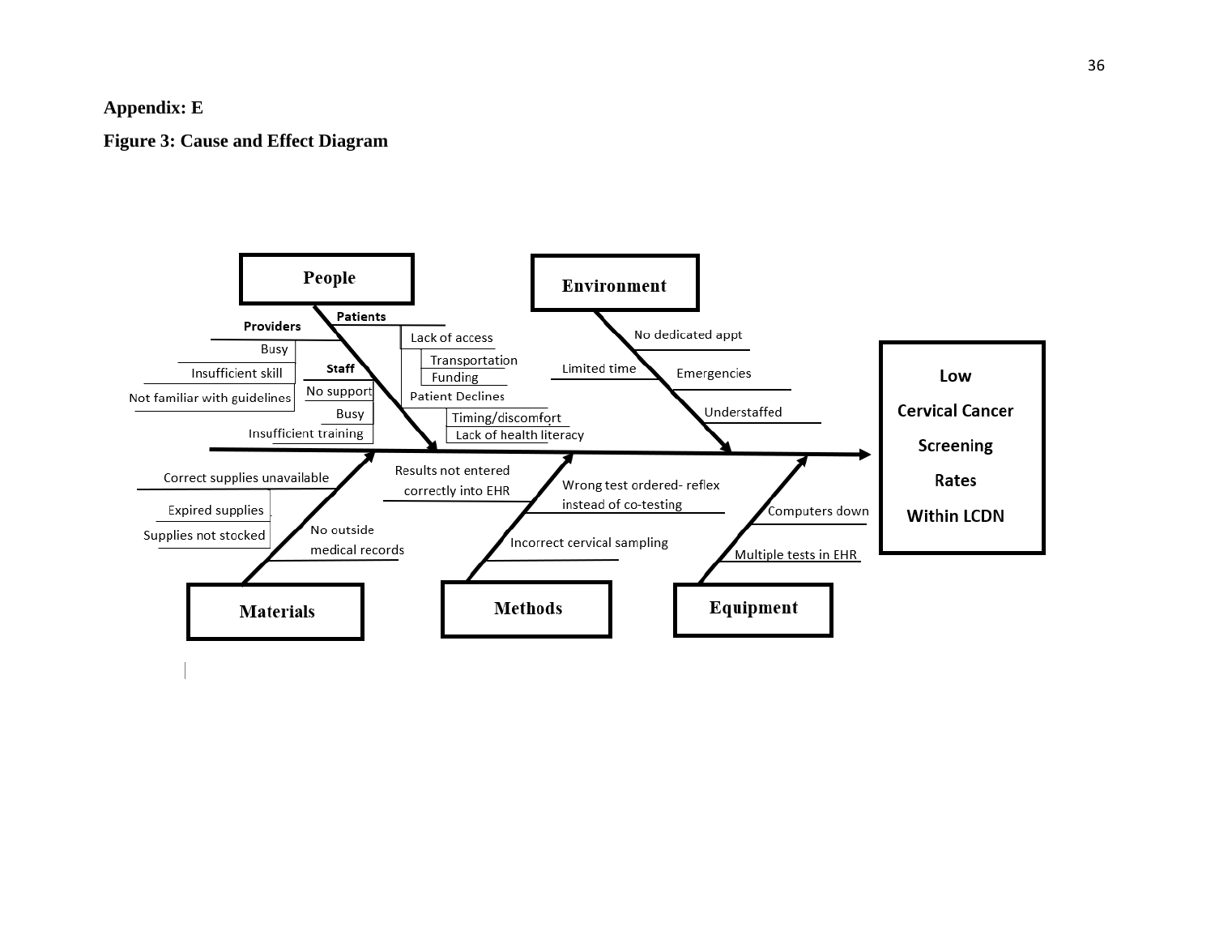**Appendix: E**

**Figure 3: Cause and Effect Diagram**

**People**

- Providers
  - Busy
  - Insufficient skill
  - Not familiar with guidelines
- Staff
  - No support
  - Busy
  - Insufficient training
- Patients
  - Lack of access
    - Transportation
    - Funding
  - Patient Declines
    - Timing/discomfort
    - Lack of health literacy

**Environment**

- No dedicated appt
- Limited time
- Emergencies
- Understaffed

**Materials**

- Correct supplies unavailable
  - Expired supplies
  - Supplies not stocked
- No outside medical records

**Methods**

- Results not entered correctly into EHR
- Wrong test ordered- reflex instead of co-testing
- Incorrect cervical sampling

**Equipment**

- Computers down
- Multiple tests in EHR

**Low Cervical Cancer Screening Rates Within LCDN**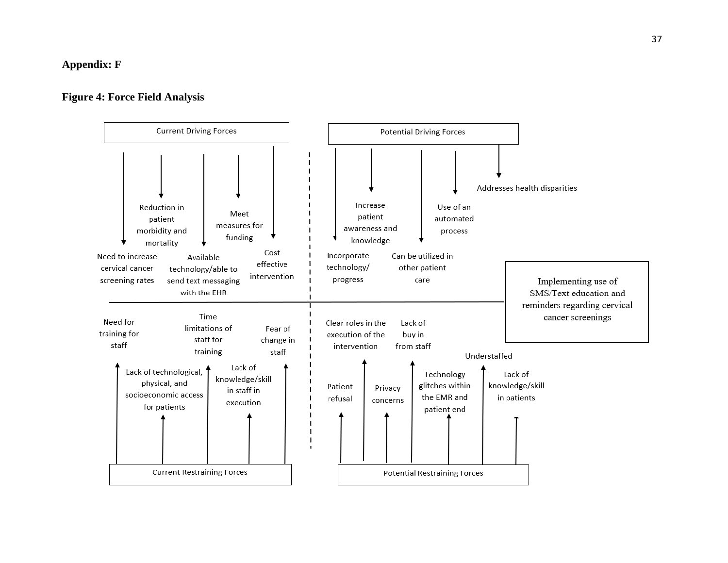# Appendix: F

## Figure 4: Force Field Analysis

**Implementing use of SMS/Text education and reminders regarding cervical cancer screenings**

**Current Driving Forces**

- Need to increase cervical cancer screening rates
- Reduction in patient morbidity and mortality
- Available technology/able to send text messaging with the EHR
- Meet measures for funding
- Cost effective intervention

**Potential Driving Forces**

- Incorporate technology/ progress
- Increase patient awareness and knowledge
- Can be utilized in other patient care
- Use of an automated process
- Addresses health disparities

**Current Restraining Forces**

- Need for training for staff
- Lack of technological, physical, and socioeconomic access for patients
- Time limitations of staff for training
- Lack of knowledge/skill in staff in execution
- Fear of change in staff

**Potential Restraining Forces**

- Patient refusal
- Clear roles in the execution of the intervention
- Privacy concerns
- Lack of buy in from staff
- Technology glitches within the EMR and patient end
- Understaffed
- Lack of knowledge/skill in patients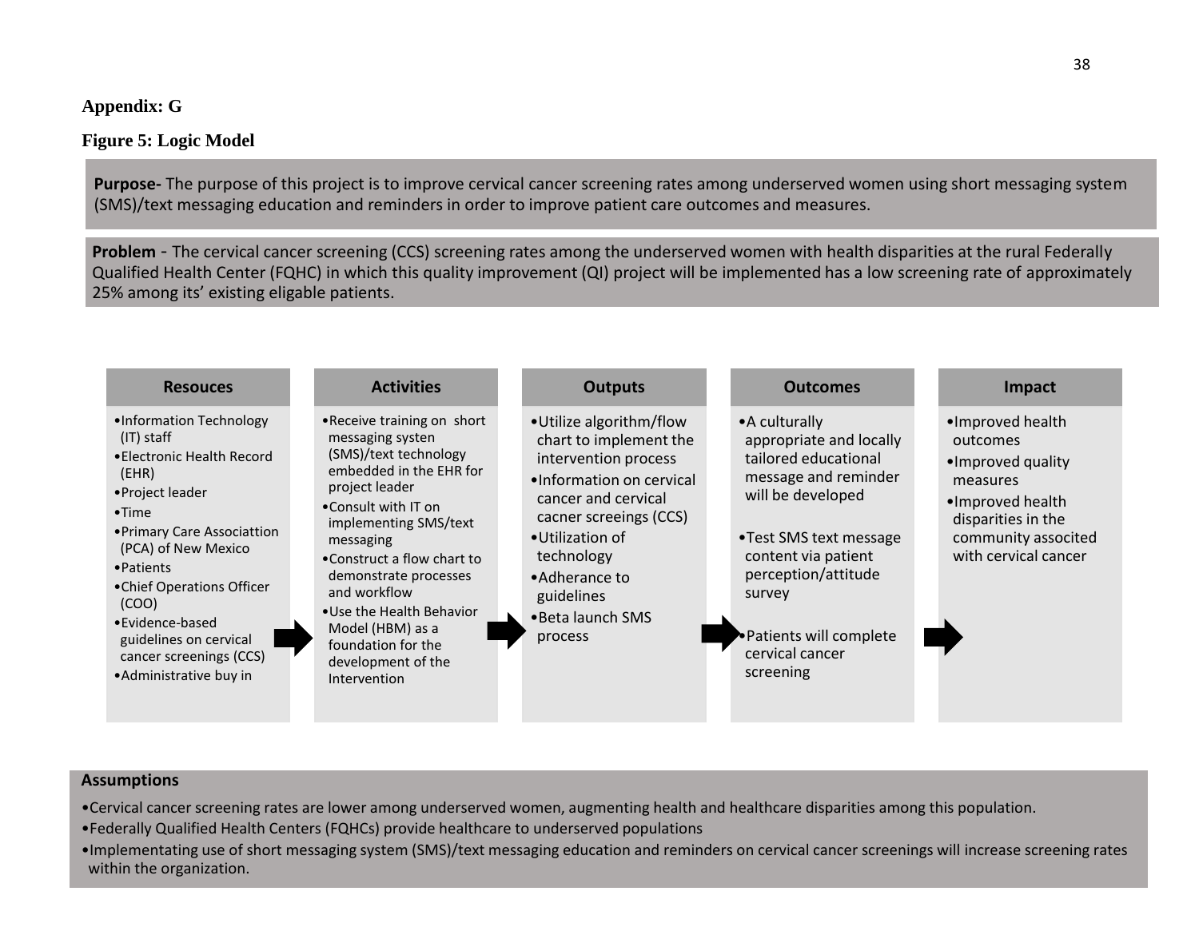**Appendix: G**

**Figure 5: Logic Model**

**Purpose-** The purpose of this project is to improve cervical cancer screening rates among underserved women using short messaging system (SMS)/text messaging education and reminders in order to improve patient care outcomes and measures.

**Problem** - The cervical cancer screening (CCS) screening rates among the underserved women with health disparities at the rural Federally Qualified Health Center (FQHC) in which this quality improvement (QI) project will be implemented has a low screening rate of approximately 25% among its' existing eligable patients.

| Resouces | Activities | Outputs | Outcomes | Impact |
|---|---|---|---|---|
| •Information Technology (IT) staff<br>•Electronic Health Record (EHR)<br>•Project leader<br>•Time<br>•Primary Care Associattion (PCA) of New Mexico<br>•Patients<br>•Chief Operations Officer (COO)<br>•Evidence-based guidelines on cervical cancer screenings (CCS)<br>•Administrative buy in | •Receive training on short messaging systen (SMS)/text technology embedded in the EHR for project leader<br>•Consult with IT on implementing SMS/text messaging<br>•Construct a flow chart to demonstrate processes and workflow<br>•Use the Health Behavior Model (HBM) as a foundation for the development of the Intervention | •Utilize algorithm/flow chart to implement the intervention process<br>•Information on cervical cancer and cervical cacner screeings (CCS)<br>•Utilization of technology<br>•Adherance to guidelines<br>•Beta launch SMS process | •A culturally appropriate and locally tailored educational message and reminder will be developed<br>•Test SMS text message content via patient perception/attitude survey<br>•Patients will complete cervical cancer screening | •Improved health outcomes<br>•Improved quality measures<br>•Improved health disparities in the community associted with cervical cancer |

**Assumptions**

- Cervical cancer screening rates are lower among underserved women, augmenting health and healthcare disparities among this population.
- Federally Qualified Health Centers (FQHCs) provide healthcare to underserved populations
- Implementating use of short messaging system (SMS)/text messaging education and reminders on cervical cancer screenings will increase screening rates within the organization.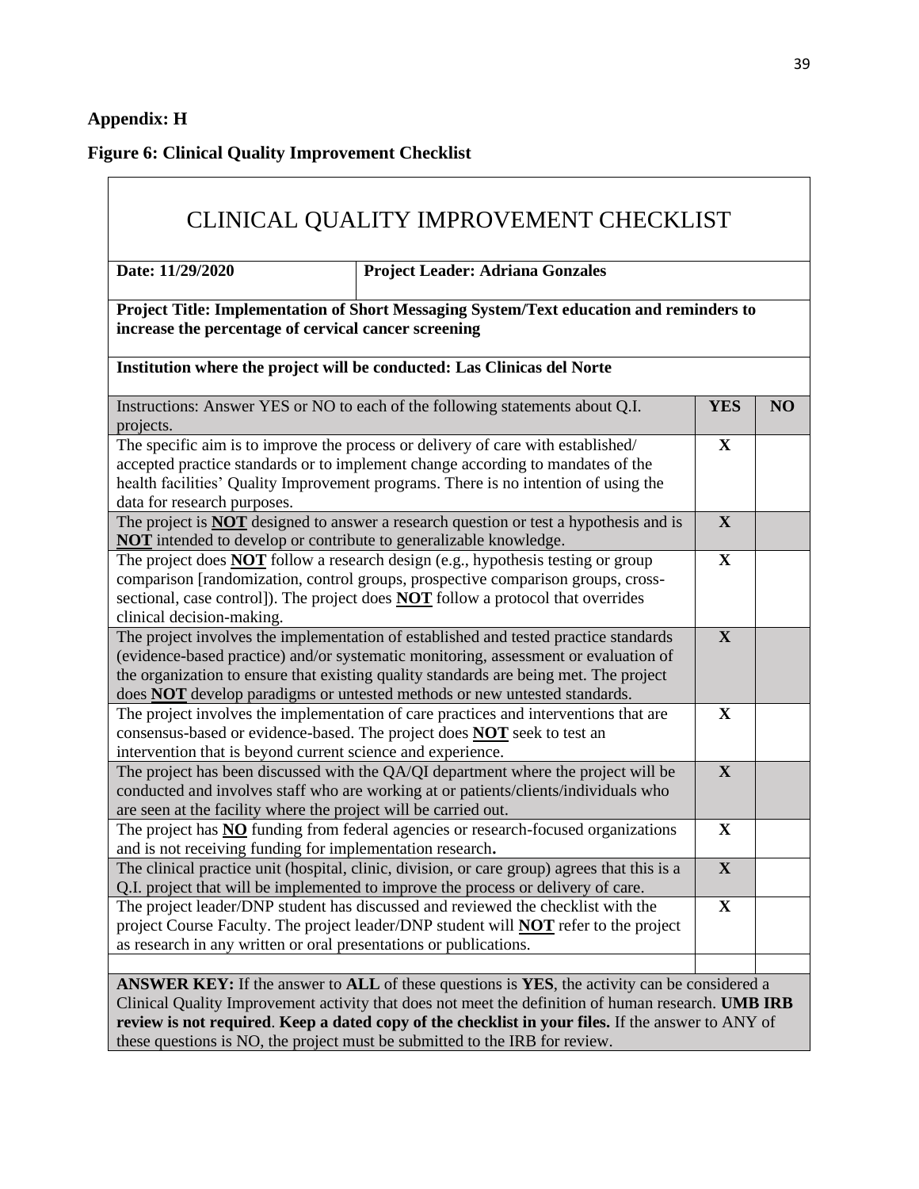**Appendix: H**

**Figure 6: Clinical Quality Improvement Checklist**

# CLINICAL QUALITY IMPROVEMENT CHECKLIST

| **Date: 11/29/2020** | **Project Leader: Adriana Gonzales** | | |
|---|---|---|---|
| **Project Title: Implementation of Short Messaging System/Text education and reminders to increase the percentage of cervical cancer screening** | | | |
| **Institution where the project will be conducted: Las Clinicas del Norte** | | | |
| Instructions: Answer YES or NO to each of the following statements about Q.I. projects. | | **YES** | **NO** |
| The specific aim is to improve the process or delivery of care with established/ accepted practice standards or to implement change according to mandates of the health facilities' Quality Improvement programs. There is no intention of using the data for research purposes. | | **X** | |
| The project is <u>**NOT**</u> designed to answer a research question or test a hypothesis and is <u>**NOT**</u> intended to develop or contribute to generalizable knowledge. | | **X** | |
| The project does <u>**NOT**</u> follow a research design (e.g., hypothesis testing or group comparison [randomization, control groups, prospective comparison groups, cross-sectional, case control]). The project does <u>**NOT**</u> follow a protocol that overrides clinical decision-making. | | **X** | |
| The project involves the implementation of established and tested practice standards (evidence-based practice) and/or systematic monitoring, assessment or evaluation of the organization to ensure that existing quality standards are being met. The project does <u>**NOT**</u> develop paradigms or untested methods or new untested standards. | | **X** | |
| The project involves the implementation of care practices and interventions that are consensus-based or evidence-based. The project does <u>**NOT**</u> seek to test an intervention that is beyond current science and experience. | | **X** | |
| The project has been discussed with the QA/QI department where the project will be conducted and involves staff who are working at or patients/clients/individuals who are seen at the facility where the project will be carried out. | | **X** | |
| The project has <u>**NO**</u> funding from federal agencies or research-focused organizations and is not receiving funding for implementation research**.** | | **X** | |
| The clinical practice unit (hospital, clinic, division, or care group) agrees that this is a Q.I. project that will be implemented to improve the process or delivery of care. | | **X** | |
| The project leader/DNP student has discussed and reviewed the checklist with the project Course Faculty. The project leader/DNP student will <u>**NOT**</u> refer to the project as research in any written or oral presentations or publications. | | **X** | |
| | | | |
| **ANSWER KEY:** If the answer to **ALL** of these questions is **YES**, the activity can be considered a Clinical Quality Improvement activity that does not meet the definition of human research. **UMB IRB review is not required**. **Keep a dated copy of the checklist in your files.** If the answer to ANY of these questions is NO, the project must be submitted to the IRB for review. | | | |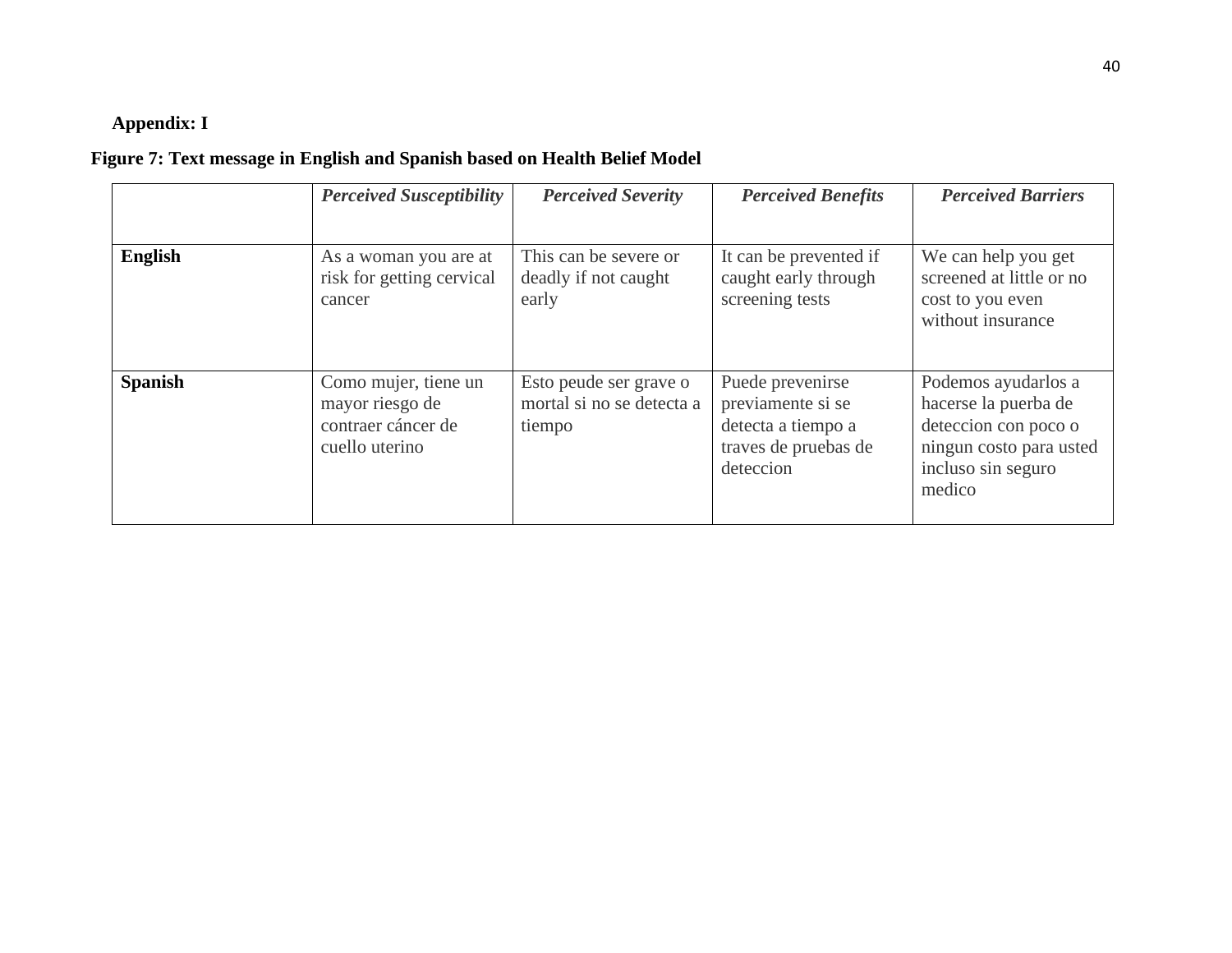**Appendix: I**

**Figure 7: Text message in English and Spanish based on Health Belief Model**

| | ***Perceived Susceptibility*** | ***Perceived Severity*** | ***Perceived Benefits*** | ***Perceived Barriers*** |
|---|---|---|---|---|
| **English** | As a woman you are at risk for getting cervical cancer | This can be severe or deadly if not caught early | It can be prevented if caught early through screening tests | We can help you get screened at little or no cost to you even without insurance |
| **Spanish** | Como mujer, tiene un mayor riesgo de contraer cáncer de cuello uterino | Esto peude ser grave o mortal si no se detecta a tiempo | Puede prevenirse previamente si se detecta a tiempo a traves de pruebas de deteccion | Podemos ayudarlos a hacerse la puerba de deteccion con poco o ningun costo para usted incluso sin seguro medico |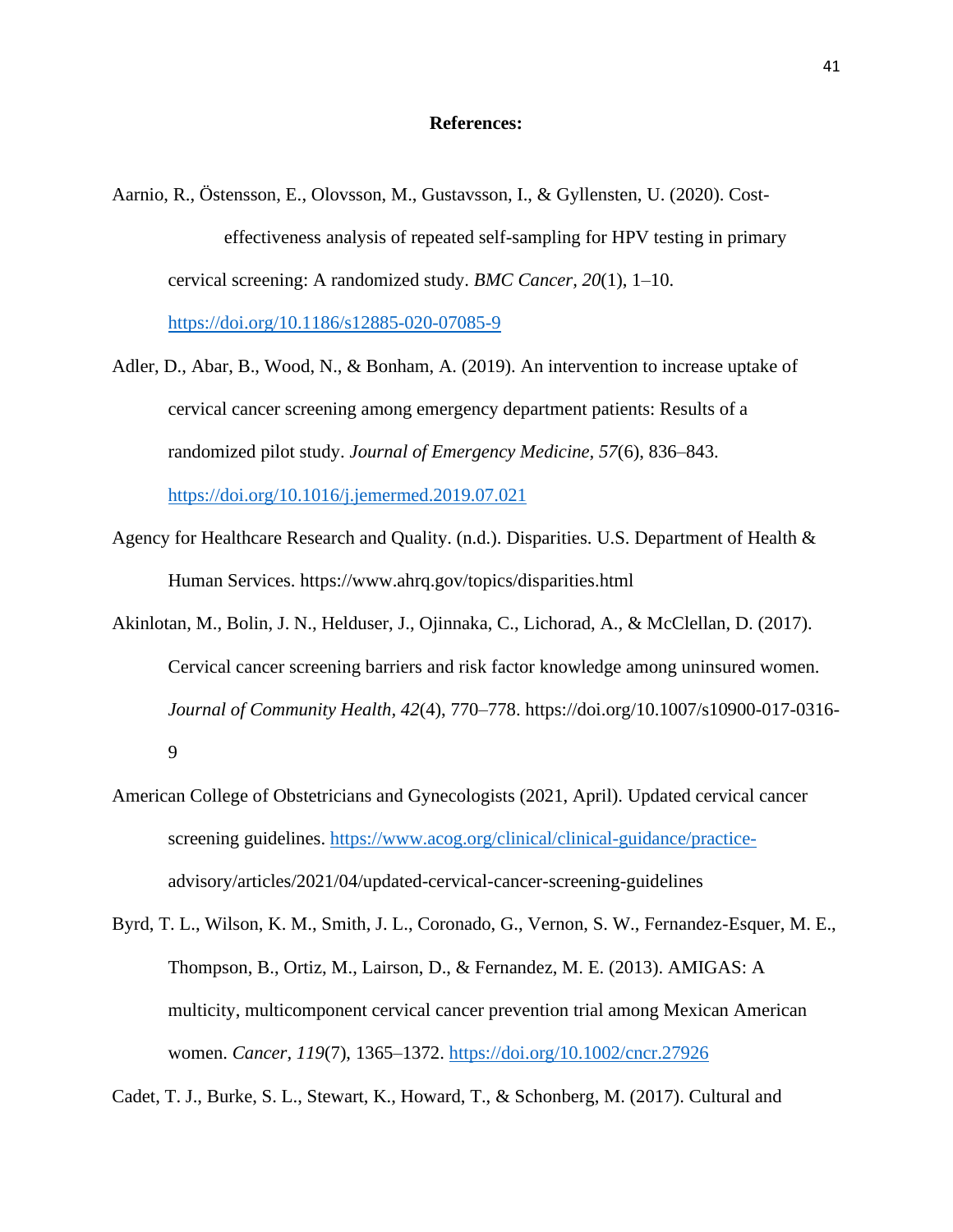**References:**

Aarnio, R., Östensson, E., Olovsson, M., Gustavsson, I., & Gyllensten, U. (2020). Cost-effectiveness analysis of repeated self-sampling for HPV testing in primary cervical screening: A randomized study. *BMC Cancer*, *20*(1), 1–10. https://doi.org/10.1186/s12885-020-07085-9

Adler, D., Abar, B., Wood, N., & Bonham, A. (2019). An intervention to increase uptake of cervical cancer screening among emergency department patients: Results of a randomized pilot study. *Journal of Emergency Medicine*, *57*(6), 836–843. https://doi.org/10.1016/j.jemermed.2019.07.021

Agency for Healthcare Research and Quality. (n.d.). Disparities. U.S. Department of Health & Human Services. https://www.ahrq.gov/topics/disparities.html

Akinlotan, M., Bolin, J. N., Helduser, J., Ojinnaka, C., Lichorad, A., & McClellan, D. (2017). Cervical cancer screening barriers and risk factor knowledge among uninsured women. *Journal of Community Health*, *42*(4), 770–778. https://doi.org/10.1007/s10900-017-0316-9

American College of Obstetricians and Gynecologists (2021, April). Updated cervical cancer screening guidelines. https://www.acog.org/clinical/clinical-guidance/practice-advisory/articles/2021/04/updated-cervical-cancer-screening-guidelines

Byrd, T. L., Wilson, K. M., Smith, J. L., Coronado, G., Vernon, S. W., Fernandez-Esquer, M. E., Thompson, B., Ortiz, M., Lairson, D., & Fernandez, M. E. (2013). AMIGAS: A multicity, multicomponent cervical cancer prevention trial among Mexican American women. *Cancer*, *119*(7), 1365–1372. https://doi.org/10.1002/cncr.27926

Cadet, T. J., Burke, S. L., Stewart, K., Howard, T., & Schonberg, M. (2017). Cultural and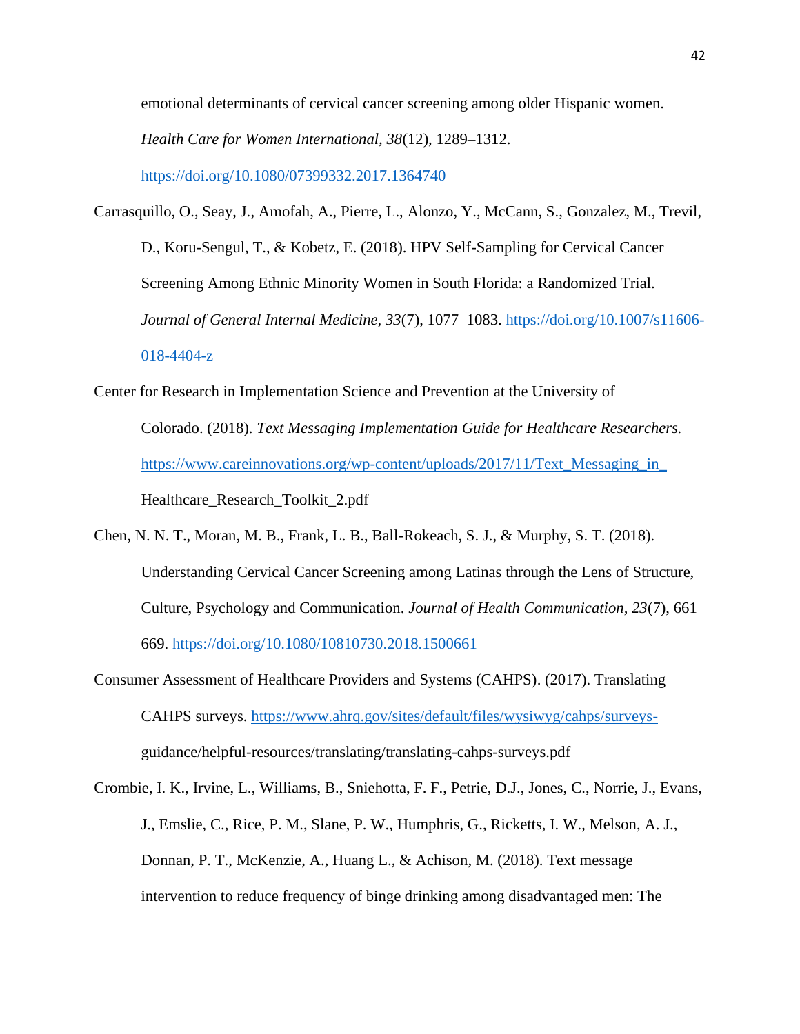emotional determinants of cervical cancer screening among older Hispanic women. *Health Care for Women International*, *38*(12), 1289–1312. https://doi.org/10.1080/07399332.2017.1364740

Carrasquillo, O., Seay, J., Amofah, A., Pierre, L., Alonzo, Y., McCann, S., Gonzalez, M., Trevil, D., Koru-Sengul, T., & Kobetz, E. (2018). HPV Self-Sampling for Cervical Cancer Screening Among Ethnic Minority Women in South Florida: a Randomized Trial. *Journal of General Internal Medicine*, *33*(7), 1077–1083. https://doi.org/10.1007/s11606-018-4404-z

Center for Research in Implementation Science and Prevention at the University of Colorado. (2018). *Text Messaging Implementation Guide for Healthcare Researchers.* https://www.careinnovations.org/wp-content/uploads/2017/11/Text_Messaging_in_Healthcare_Research_Toolkit_2.pdf

Chen, N. N. T., Moran, M. B., Frank, L. B., Ball-Rokeach, S. J., & Murphy, S. T. (2018). Understanding Cervical Cancer Screening among Latinas through the Lens of Structure, Culture, Psychology and Communication. *Journal of Health Communication*, *23*(7), 661–669. https://doi.org/10.1080/10810730.2018.1500661

Consumer Assessment of Healthcare Providers and Systems (CAHPS). (2017). Translating CAHPS surveys. https://www.ahrq.gov/sites/default/files/wysiwyg/cahps/surveys-guidance/helpful-resources/translating/translating-cahps-surveys.pdf

Crombie, I. K., Irvine, L., Williams, B., Sniehotta, F. F., Petrie, D.J., Jones, C., Norrie, J., Evans, J., Emslie, C., Rice, P. M., Slane, P. W., Humphris, G., Ricketts, I. W., Melson, A. J., Donnan, P. T., McKenzie, A., Huang L., & Achison, M. (2018). Text message intervention to reduce frequency of binge drinking among disadvantaged men: The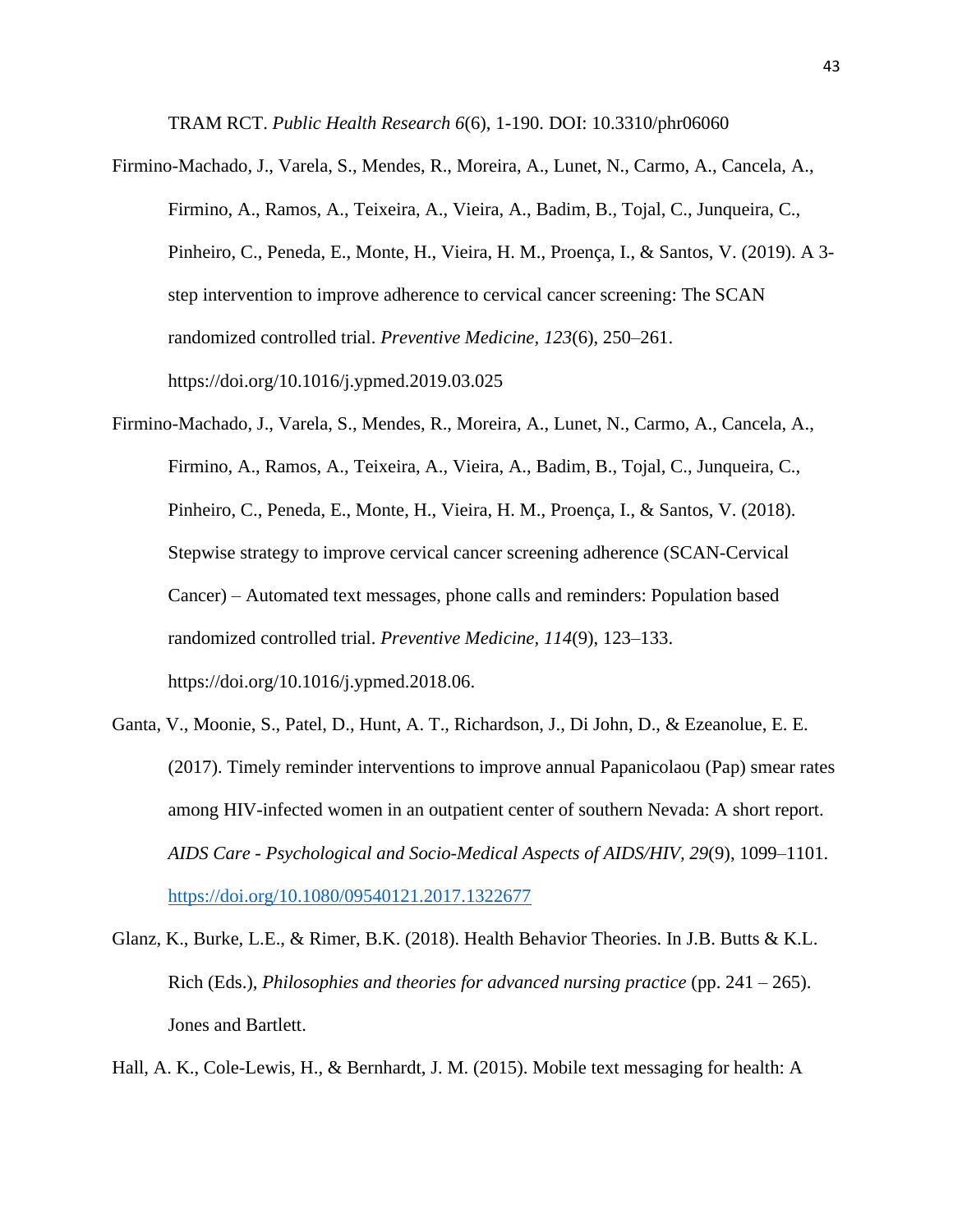TRAM RCT. *Public Health Research 6*(6), 1-190. DOI: 10.3310/phr06060

Firmino-Machado, J., Varela, S., Mendes, R., Moreira, A., Lunet, N., Carmo, A., Cancela, A., Firmino, A., Ramos, A., Teixeira, A., Vieira, A., Badim, B., Tojal, C., Junqueira, C., Pinheiro, C., Peneda, E., Monte, H., Vieira, H. M., Proença, I., & Santos, V. (2019). A 3-step intervention to improve adherence to cervical cancer screening: The SCAN randomized controlled trial. *Preventive Medicine*, *123*(6), 250–261. https://doi.org/10.1016/j.ypmed.2019.03.025

Firmino-Machado, J., Varela, S., Mendes, R., Moreira, A., Lunet, N., Carmo, A., Cancela, A., Firmino, A., Ramos, A., Teixeira, A., Vieira, A., Badim, B., Tojal, C., Junqueira, C., Pinheiro, C., Peneda, E., Monte, H., Vieira, H. M., Proença, I., & Santos, V. (2018). Stepwise strategy to improve cervical cancer screening adherence (SCAN-Cervical Cancer) – Automated text messages, phone calls and reminders: Population based randomized controlled trial. *Preventive Medicine, 114*(9), 123–133. https://doi.org/10.1016/j.ypmed.2018.06.

Ganta, V., Moonie, S., Patel, D., Hunt, A. T., Richardson, J., Di John, D., & Ezeanolue, E. E. (2017). Timely reminder interventions to improve annual Papanicolaou (Pap) smear rates among HIV-infected women in an outpatient center of southern Nevada: A short report. *AIDS Care - Psychological and Socio-Medical Aspects of AIDS/HIV*, *29*(9), 1099–1101. https://doi.org/10.1080/09540121.2017.1322677

Glanz, K., Burke, L.E., & Rimer, B.K. (2018). Health Behavior Theories. In J.B. Butts & K.L. Rich (Eds.), *Philosophies and theories for advanced nursing practice* (pp. 241 – 265). Jones and Bartlett.

Hall, A. K., Cole-Lewis, H., & Bernhardt, J. M. (2015). Mobile text messaging for health: A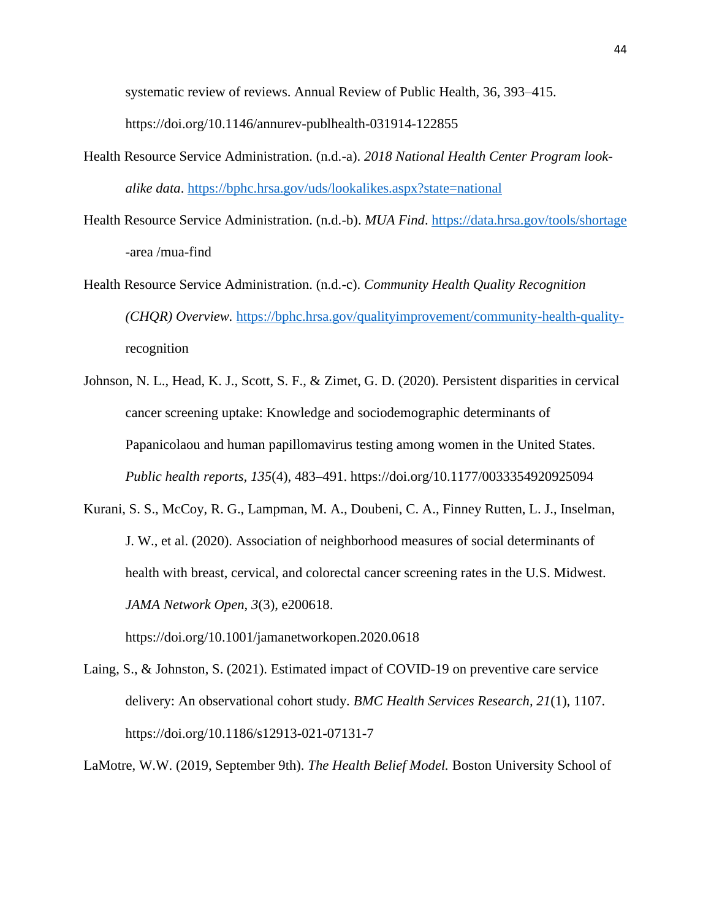systematic review of reviews. Annual Review of Public Health, 36, 393–415. https://doi.org/10.1146/annurev-publhealth-031914-122855

Health Resource Service Administration. (n.d.-a). *2018 National Health Center Program look-alike data*. https://bphc.hrsa.gov/uds/lookalikes.aspx?state=national

Health Resource Service Administration. (n.d.-b). *MUA Find*. https://data.hrsa.gov/tools/shortage -area /mua-find

Health Resource Service Administration. (n.d.-c). *Community Health Quality Recognition (CHQR) Overview.* https://bphc.hrsa.gov/qualityimprovement/community-health-quality-recognition

Johnson, N. L., Head, K. J., Scott, S. F., & Zimet, G. D. (2020). Persistent disparities in cervical cancer screening uptake: Knowledge and sociodemographic determinants of Papanicolaou and human papillomavirus testing among women in the United States. *Public health reports, 135*(4), 483–491. https://doi.org/10.1177/0033354920925094

Kurani, S. S., McCoy, R. G., Lampman, M. A., Doubeni, C. A., Finney Rutten, L. J., Inselman, J. W., et al. (2020). Association of neighborhood measures of social determinants of health with breast, cervical, and colorectal cancer screening rates in the U.S. Midwest. *JAMA Network Open*, *3*(3), e200618. https://doi.org/10.1001/jamanetworkopen.2020.0618

Laing, S., & Johnston, S. (2021). Estimated impact of COVID-19 on preventive care service delivery: An observational cohort study. *BMC Health Services Research, 21*(1), 1107. https://doi.org/10.1186/s12913-021-07131-7

LaMotre, W.W. (2019, September 9th). *The Health Belief Model.* Boston University School of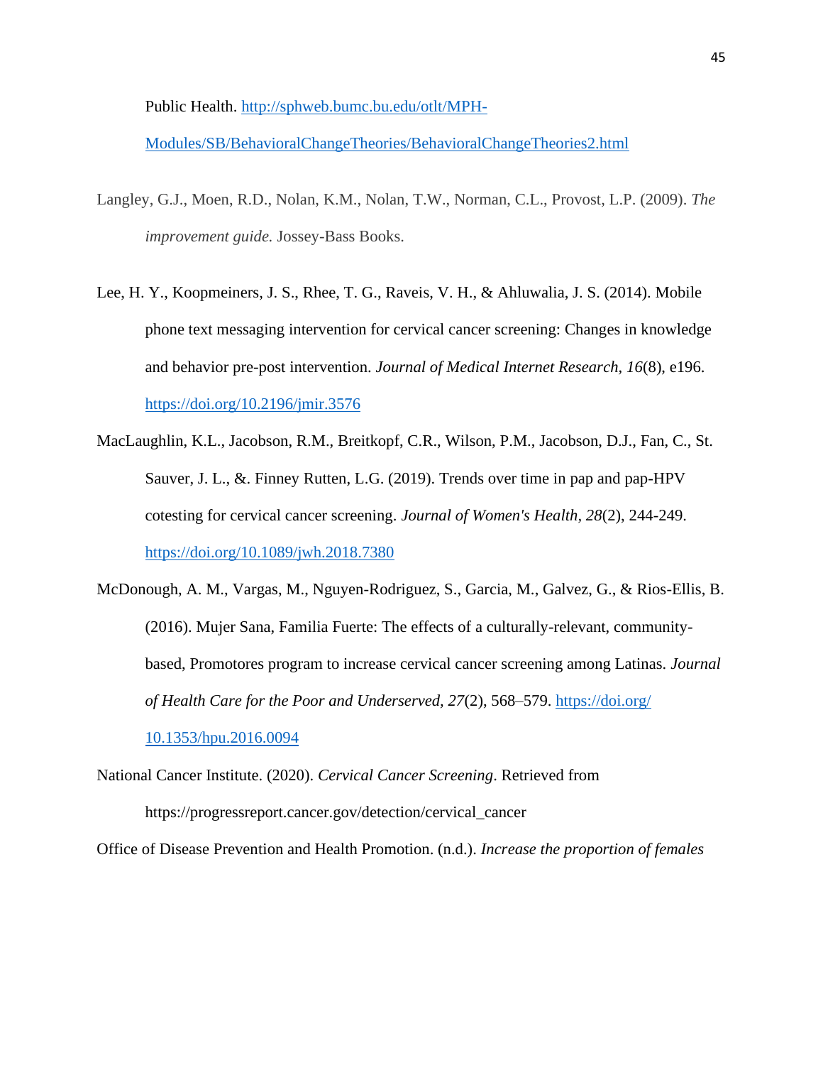Public Health. http://sphweb.bumc.bu.edu/otlt/MPH-Modules/SB/BehavioralChangeTheories/BehavioralChangeTheories2.html

Langley, G.J., Moen, R.D., Nolan, K.M., Nolan, T.W., Norman, C.L., Provost, L.P. (2009). *The improvement guide.* Jossey-Bass Books.

Lee, H. Y., Koopmeiners, J. S., Rhee, T. G., Raveis, V. H., & Ahluwalia, J. S. (2014). Mobile phone text messaging intervention for cervical cancer screening: Changes in knowledge and behavior pre-post intervention. *Journal of Medical Internet Research, 16*(8), e196. https://doi.org/10.2196/jmir.3576

MacLaughlin, K.L., Jacobson, R.M., Breitkopf, C.R., Wilson, P.M., Jacobson, D.J., Fan, C., St. Sauver, J. L., &. Finney Rutten, L.G. (2019). Trends over time in pap and pap-HPV cotesting for cervical cancer screening. *Journal of Women's Health, 28*(2), 244-249. https://doi.org/10.1089/jwh.2018.7380

McDonough, A. M., Vargas, M., Nguyen-Rodriguez, S., Garcia, M., Galvez, G., & Rios-Ellis, B. (2016). Mujer Sana, Familia Fuerte: The effects of a culturally-relevant, community-based, Promotores program to increase cervical cancer screening among Latinas. *Journal of Health Care for the Poor and Underserved, 27*(2), 568–579. https://doi.org/10.1353/hpu.2016.0094

National Cancer Institute. (2020). *Cervical Cancer Screening*. Retrieved from https://progressreport.cancer.gov/detection/cervical_cancer

Office of Disease Prevention and Health Promotion. (n.d.). *Increase the proportion of females*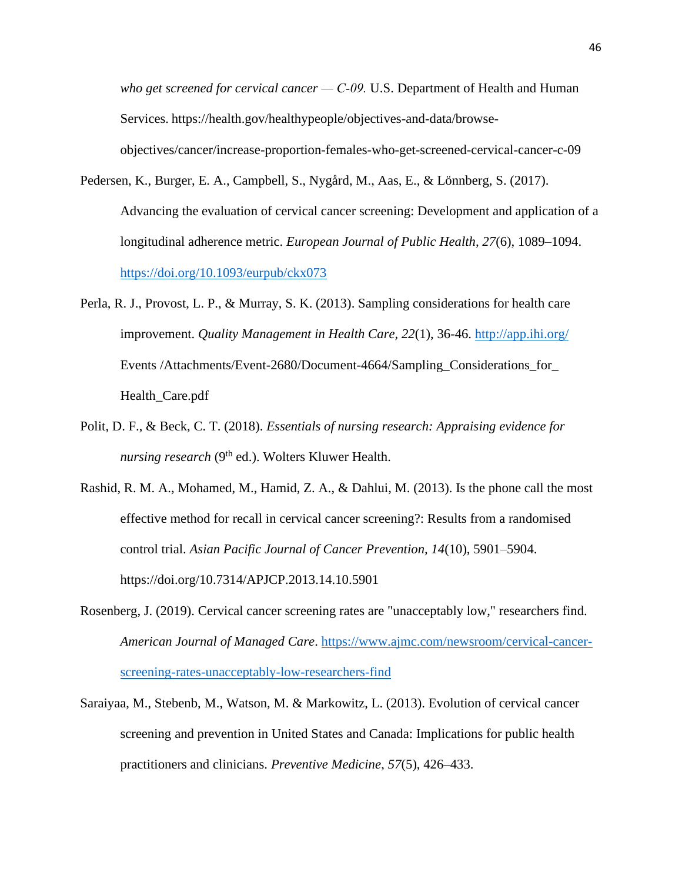*who get screened for cervical cancer — C-09.* U.S. Department of Health and Human Services. https://health.gov/healthypeople/objectives-and-data/browse-objectives/cancer/increase-proportion-females-who-get-screened-cervical-cancer-c-09

Pedersen, K., Burger, E. A., Campbell, S., Nygård, M., Aas, E., & Lönnberg, S. (2017). Advancing the evaluation of cervical cancer screening: Development and application of a longitudinal adherence metric. *European Journal of Public Health, 27*(6), 1089–1094. https://doi.org/10.1093/eurpub/ckx073

Perla, R. J., Provost, L. P., & Murray, S. K. (2013). Sampling considerations for health care improvement. *Quality Management in Health Care, 22*(1), 36-46. http://app.ihi.org/ Events /Attachments/Event-2680/Document-4664/Sampling_Considerations_for_ Health_Care.pdf

Polit, D. F., & Beck, C. T. (2018). *Essentials of nursing research: Appraising evidence for nursing research* (9th ed.). Wolters Kluwer Health.

Rashid, R. M. A., Mohamed, M., Hamid, Z. A., & Dahlui, M. (2013). Is the phone call the most effective method for recall in cervical cancer screening?: Results from a randomised control trial. *Asian Pacific Journal of Cancer Prevention, 14*(10), 5901–5904. https://doi.org/10.7314/APJCP.2013.14.10.5901

Rosenberg, J. (2019). Cervical cancer screening rates are "unacceptably low," researchers find. *American Journal of Managed Care*. https://www.ajmc.com/newsroom/cervical-cancer-screening-rates-unacceptably-low-researchers-find

Saraiyaa, M., Stebenb, M., Watson, M. & Markowitz, L. (2013). Evolution of cervical cancer screening and prevention in United States and Canada: Implications for public health practitioners and clinicians. *Preventive Medicine, 57*(5), 426–433.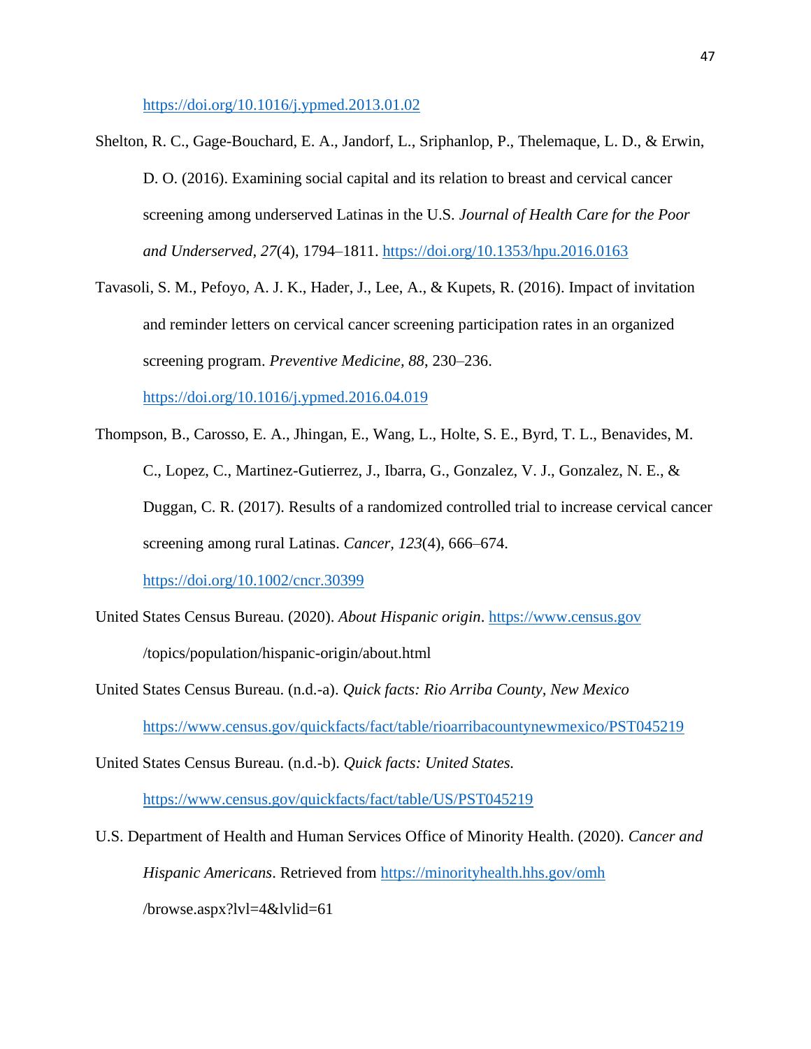https://doi.org/10.1016/j.ypmed.2013.01.02

Shelton, R. C., Gage-Bouchard, E. A., Jandorf, L., Sriphanlop, P., Thelemaque, L. D., & Erwin, D. O. (2016). Examining social capital and its relation to breast and cervical cancer screening among underserved Latinas in the U.S. *Journal of Health Care for the Poor and Underserved, 27*(4), 1794–1811. https://doi.org/10.1353/hpu.2016.0163

Tavasoli, S. M., Pefoyo, A. J. K., Hader, J., Lee, A., & Kupets, R. (2016). Impact of invitation and reminder letters on cervical cancer screening participation rates in an organized screening program. *Preventive Medicine, 88*, 230–236. https://doi.org/10.1016/j.ypmed.2016.04.019

Thompson, B., Carosso, E. A., Jhingan, E., Wang, L., Holte, S. E., Byrd, T. L., Benavides, M. C., Lopez, C., Martinez-Gutierrez, J., Ibarra, G., Gonzalez, V. J., Gonzalez, N. E., & Duggan, C. R. (2017). Results of a randomized controlled trial to increase cervical cancer screening among rural Latinas. *Cancer, 123*(4), 666–674. https://doi.org/10.1002/cncr.30399

United States Census Bureau. (2020). *About Hispanic origin*. https://www.census.gov /topics/population/hispanic-origin/about.html

United States Census Bureau. (n.d.-a). *Quick facts: Rio Arriba County, New Mexico* https://www.census.gov/quickfacts/fact/table/rioarribacountynewmexico/PST045219

United States Census Bureau. (n.d.-b). *Quick facts: United States.* https://www.census.gov/quickfacts/fact/table/US/PST045219

U.S. Department of Health and Human Services Office of Minority Health. (2020). *Cancer and Hispanic Americans*. Retrieved from https://minorityhealth.hhs.gov/omh /browse.aspx?lvl=4&lvlid=61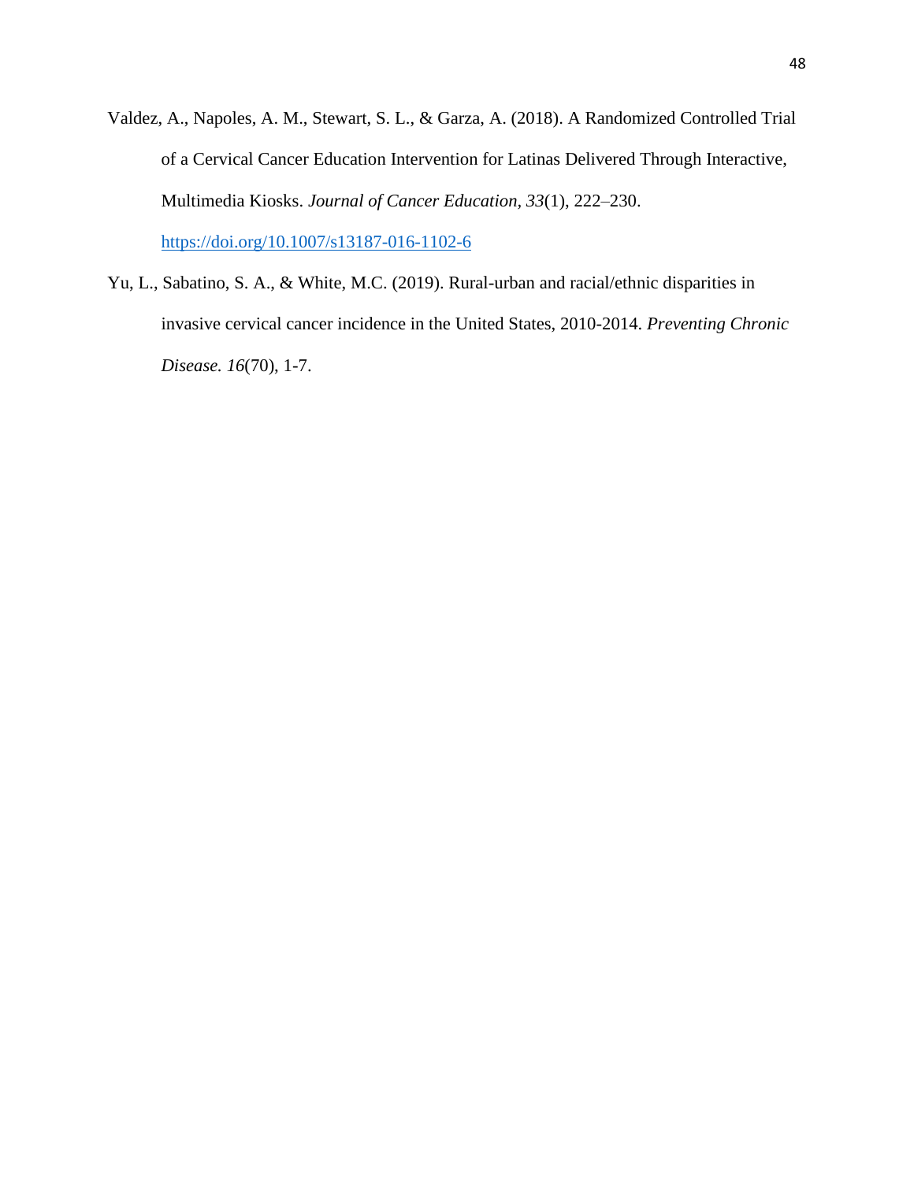Valdez, A., Napoles, A. M., Stewart, S. L., & Garza, A. (2018). A Randomized Controlled Trial of a Cervical Cancer Education Intervention for Latinas Delivered Through Interactive, Multimedia Kiosks. *Journal of Cancer Education*, *33*(1), 222–230. https://doi.org/10.1007/s13187-016-1102-6

Yu, L., Sabatino, S. A., & White, M.C. (2019). Rural-urban and racial/ethnic disparities in invasive cervical cancer incidence in the United States, 2010-2014. *Preventing Chronic Disease. 16*(70), 1-7.